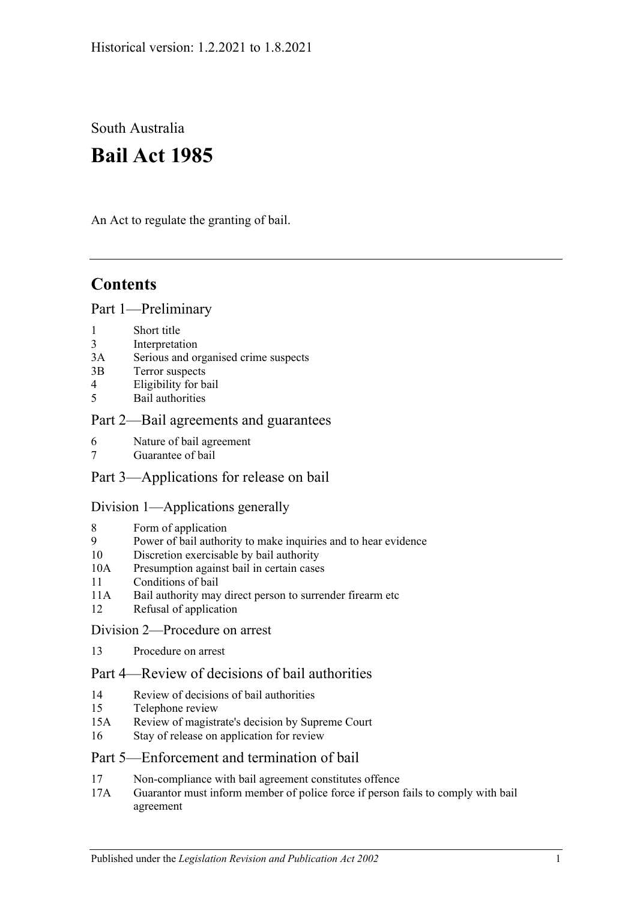Historical version: 1.2.2021 to 1.8.2021

South Australia

# Bail Act 1985

An Act to regulate the granting of bail.

## Contents

### Part 1—Preliminary

1 Short title
3 Interpretation
3A Serious and organised crime suspects
3B Terror suspects
4 Eligibility for bail
5 Bail authorities

### Part 2—Bail agreements and guarantees

6 Nature of bail agreement
7 Guarantee of bail

### Part 3—Applications for release on bail

#### Division 1—Applications generally

8 Form of application
9 Power of bail authority to make inquiries and to hear evidence
10 Discretion exercisable by bail authority
10A Presumption against bail in certain cases
11 Conditions of bail
11A Bail authority may direct person to surrender firearm etc
12 Refusal of application

#### Division 2—Procedure on arrest

13 Procedure on arrest

### Part 4—Review of decisions of bail authorities

14 Review of decisions of bail authorities
15 Telephone review
15A Review of magistrate's decision by Supreme Court
16 Stay of release on application for review

### Part 5—Enforcement and termination of bail

17 Non-compliance with bail agreement constitutes offence
17A Guarantor must inform member of police force if person fails to comply with bail agreement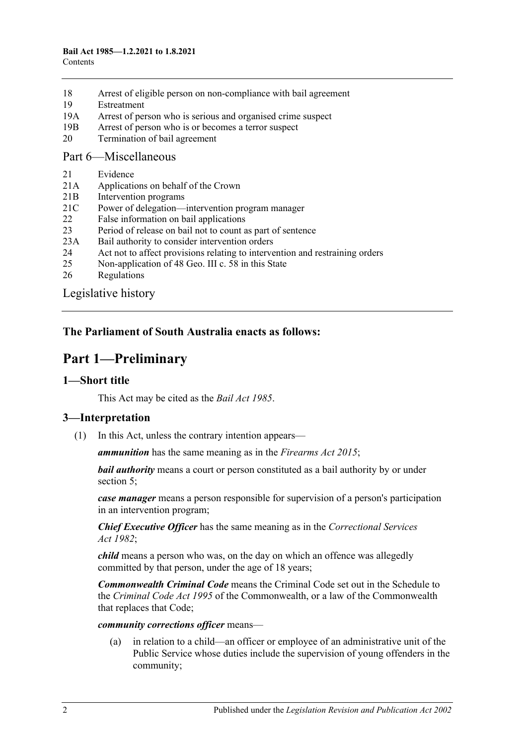18 Arrest of eligible person on non-compliance with bail agreement
19 Estreatment
19A Arrest of person who is serious and organised crime suspect
19B Arrest of person who is or becomes a terror suspect
20 Termination of bail agreement

Part 6—Miscellaneous

21 Evidence
21A Applications on behalf of the Crown
21B Intervention programs
21C Power of delegation—intervention program manager
22 False information on bail applications
23 Period of release on bail not to count as part of sentence
23A Bail authority to consider intervention orders
24 Act not to affect provisions relating to intervention and restraining orders
25 Non-application of 48 Geo. III c. 58 in this State
26 Regulations

Legislative history

**The Parliament of South Australia enacts as follows:**

# Part 1—Preliminary

## 1—Short title

This Act may be cited as the *Bail Act 1985*.

## 3—Interpretation

(1) In this Act, unless the contrary intention appears—

***ammunition*** has the same meaning as in the *Firearms Act 2015*;

***bail authority*** means a court or person constituted as a bail authority by or under section 5;

***case manager*** means a person responsible for supervision of a person's participation in an intervention program;

***Chief Executive Officer*** has the same meaning as in the *Correctional Services Act 1982*;

***child*** means a person who was, on the day on which an offence was allegedly committed by that person, under the age of 18 years;

***Commonwealth Criminal Code*** means the Criminal Code set out in the Schedule to the *Criminal Code Act 1995* of the Commonwealth, or a law of the Commonwealth that replaces that Code;

***community corrections officer*** means—

(a) in relation to a child—an officer or employee of an administrative unit of the Public Service whose duties include the supervision of young offenders in the community;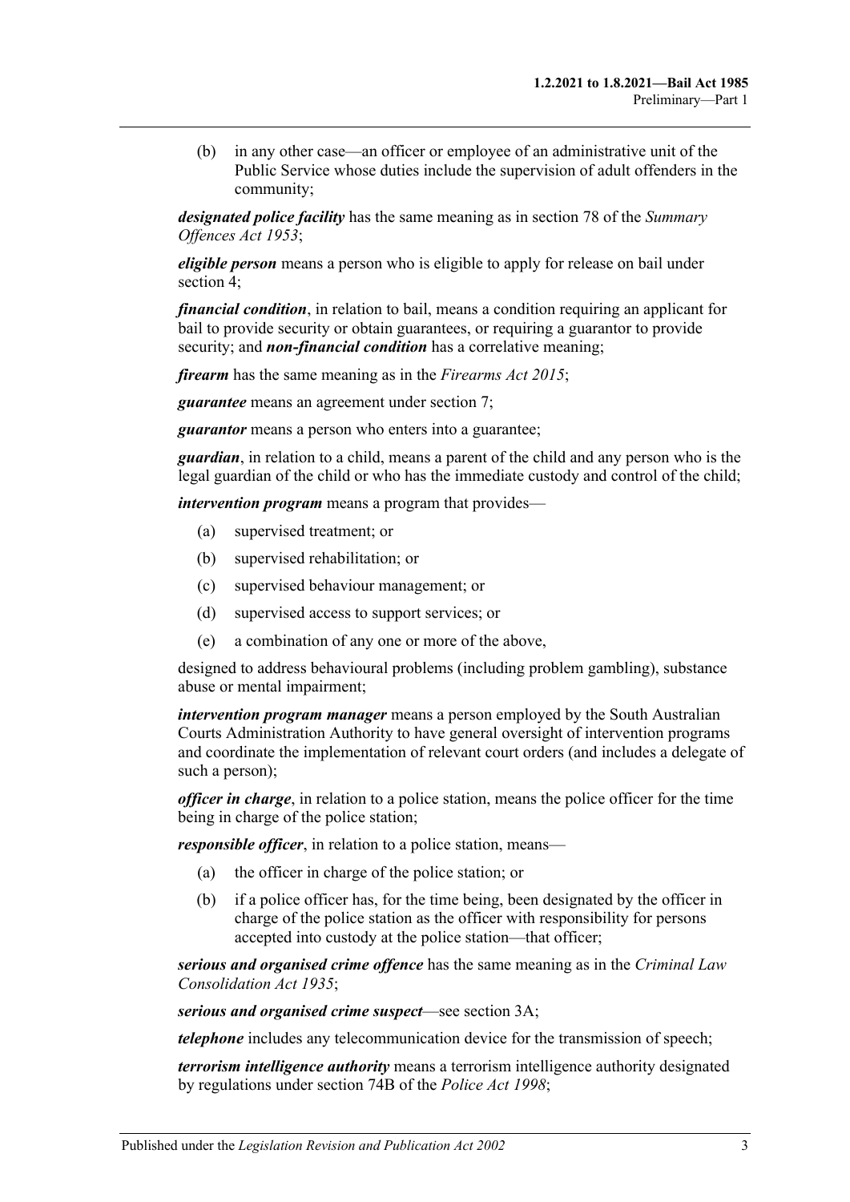(b) in any other case—an officer or employee of an administrative unit of the Public Service whose duties include the supervision of adult offenders in the community;

***designated police facility*** has the same meaning as in section 78 of the *Summary Offences Act 1953*;

***eligible person*** means a person who is eligible to apply for release on bail under section 4;

***financial condition***, in relation to bail, means a condition requiring an applicant for bail to provide security or obtain guarantees, or requiring a guarantor to provide security; and ***non-financial condition*** has a correlative meaning;

***firearm*** has the same meaning as in the *Firearms Act 2015*;

***guarantee*** means an agreement under section 7;

***guarantor*** means a person who enters into a guarantee;

***guardian***, in relation to a child, means a parent of the child and any person who is the legal guardian of the child or who has the immediate custody and control of the child;

***intervention program*** means a program that provides—

(a) supervised treatment; or

(b) supervised rehabilitation; or

(c) supervised behaviour management; or

(d) supervised access to support services; or

(e) a combination of any one or more of the above,

designed to address behavioural problems (including problem gambling), substance abuse or mental impairment;

***intervention program manager*** means a person employed by the South Australian Courts Administration Authority to have general oversight of intervention programs and coordinate the implementation of relevant court orders (and includes a delegate of such a person);

***officer in charge***, in relation to a police station, means the police officer for the time being in charge of the police station;

***responsible officer***, in relation to a police station, means—

(a) the officer in charge of the police station; or

(b) if a police officer has, for the time being, been designated by the officer in charge of the police station as the officer with responsibility for persons accepted into custody at the police station—that officer;

***serious and organised crime offence*** has the same meaning as in the *Criminal Law Consolidation Act 1935*;

***serious and organised crime suspect***—see section 3A;

***telephone*** includes any telecommunication device for the transmission of speech;

***terrorism intelligence authority*** means a terrorism intelligence authority designated by regulations under section 74B of the *Police Act 1998*;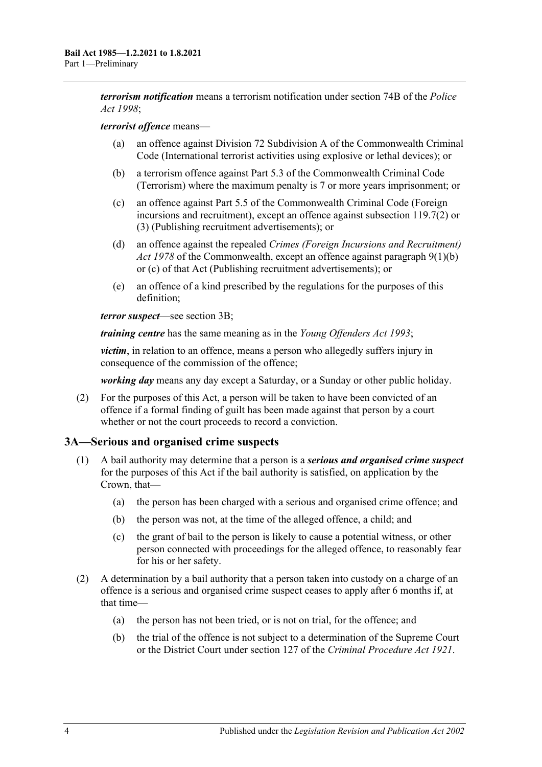***terrorism notification*** means a terrorism notification under section 74B of the *Police Act 1998*;

***terrorist offence*** means—

(a) an offence against Division 72 Subdivision A of the Commonwealth Criminal Code (International terrorist activities using explosive or lethal devices); or

(b) a terrorism offence against Part 5.3 of the Commonwealth Criminal Code (Terrorism) where the maximum penalty is 7 or more years imprisonment; or

(c) an offence against Part 5.5 of the Commonwealth Criminal Code (Foreign incursions and recruitment), except an offence against subsection 119.7(2) or (3) (Publishing recruitment advertisements); or

(d) an offence against the repealed *Crimes (Foreign Incursions and Recruitment) Act 1978* of the Commonwealth, except an offence against paragraph 9(1)(b) or (c) of that Act (Publishing recruitment advertisements); or

(e) an offence of a kind prescribed by the regulations for the purposes of this definition;

***terror suspect***—see section 3B;

***training centre*** has the same meaning as in the *Young Offenders Act 1993*;

***victim***, in relation to an offence, means a person who allegedly suffers injury in consequence of the commission of the offence;

***working day*** means any day except a Saturday, or a Sunday or other public holiday.

(2) For the purposes of this Act, a person will be taken to have been convicted of an offence if a formal finding of guilt has been made against that person by a court whether or not the court proceeds to record a conviction.

## 3A—Serious and organised crime suspects

(1) A bail authority may determine that a person is a ***serious and organised crime suspect*** for the purposes of this Act if the bail authority is satisfied, on application by the Crown, that—

(a) the person has been charged with a serious and organised crime offence; and

(b) the person was not, at the time of the alleged offence, a child; and

(c) the grant of bail to the person is likely to cause a potential witness, or other person connected with proceedings for the alleged offence, to reasonably fear for his or her safety.

(2) A determination by a bail authority that a person taken into custody on a charge of an offence is a serious and organised crime suspect ceases to apply after 6 months if, at that time—

(a) the person has not been tried, or is not on trial, for the offence; and

(b) the trial of the offence is not subject to a determination of the Supreme Court or the District Court under section 127 of the *Criminal Procedure Act 1921*.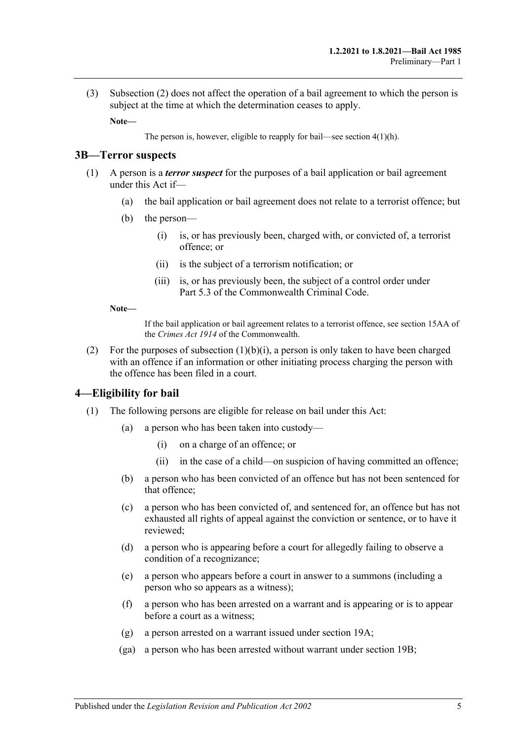(3) Subsection (2) does not affect the operation of a bail agreement to which the person is subject at the time at which the determination ceases to apply.

**Note—**

The person is, however, eligible to reapply for bail—see section 4(1)(h).

## 3B—Terror suspects

(1) A person is a ***terror suspect*** for the purposes of a bail application or bail agreement under this Act if—

(a) the bail application or bail agreement does not relate to a terrorist offence; but

(b) the person—

(i) is, or has previously been, charged with, or convicted of, a terrorist offence; or

(ii) is the subject of a terrorism notification; or

(iii) is, or has previously been, the subject of a control order under Part 5.3 of the Commonwealth Criminal Code.

**Note—**

If the bail application or bail agreement relates to a terrorist offence, see section 15AA of the *Crimes Act 1914* of the Commonwealth.

(2) For the purposes of subsection (1)(b)(i), a person is only taken to have been charged with an offence if an information or other initiating process charging the person with the offence has been filed in a court.

## 4—Eligibility for bail

(1) The following persons are eligible for release on bail under this Act:

(a) a person who has been taken into custody—

(i) on a charge of an offence; or

(ii) in the case of a child—on suspicion of having committed an offence;

(b) a person who has been convicted of an offence but has not been sentenced for that offence;

(c) a person who has been convicted of, and sentenced for, an offence but has not exhausted all rights of appeal against the conviction or sentence, or to have it reviewed;

(d) a person who is appearing before a court for allegedly failing to observe a condition of a recognizance;

(e) a person who appears before a court in answer to a summons (including a person who so appears as a witness);

(f) a person who has been arrested on a warrant and is appearing or is to appear before a court as a witness;

(g) a person arrested on a warrant issued under section 19A;

(ga) a person who has been arrested without warrant under section 19B;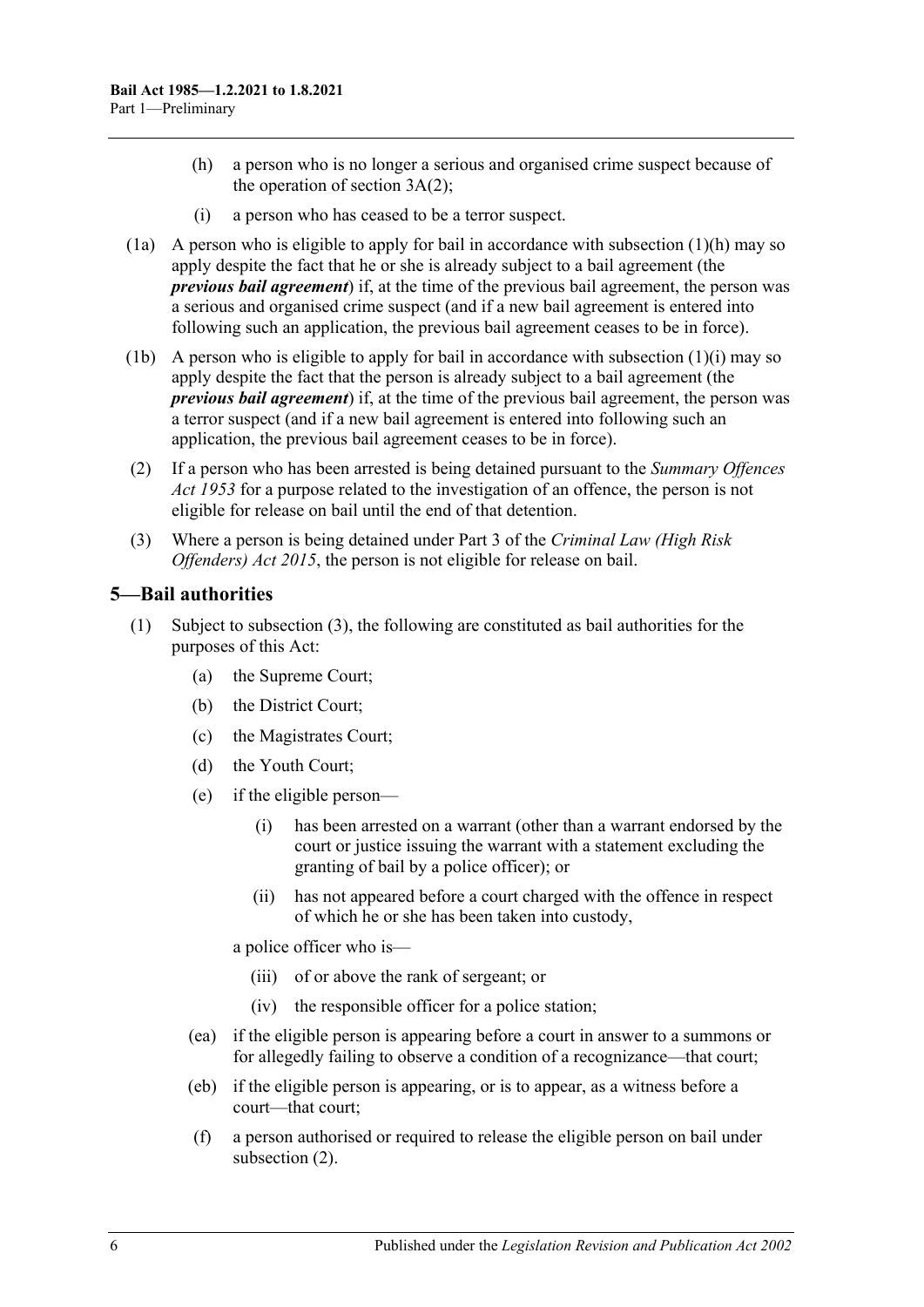(h) a person who is no longer a serious and organised crime suspect because of the operation of section 3A(2);

(i) a person who has ceased to be a terror suspect.

(1a) A person who is eligible to apply for bail in accordance with subsection (1)(h) may so apply despite the fact that he or she is already subject to a bail agreement (the ***previous bail agreement***) if, at the time of the previous bail agreement, the person was a serious and organised crime suspect (and if a new bail agreement is entered into following such an application, the previous bail agreement ceases to be in force).

(1b) A person who is eligible to apply for bail in accordance with subsection (1)(i) may so apply despite the fact that the person is already subject to a bail agreement (the ***previous bail agreement***) if, at the time of the previous bail agreement, the person was a terror suspect (and if a new bail agreement is entered into following such an application, the previous bail agreement ceases to be in force).

(2) If a person who has been arrested is being detained pursuant to the *Summary Offences Act 1953* for a purpose related to the investigation of an offence, the person is not eligible for release on bail until the end of that detention.

(3) Where a person is being detained under Part 3 of the *Criminal Law (High Risk Offenders) Act 2015*, the person is not eligible for release on bail.

## 5—Bail authorities

(1) Subject to subsection (3), the following are constituted as bail authorities for the purposes of this Act:

(a) the Supreme Court;

(b) the District Court;

(c) the Magistrates Court;

(d) the Youth Court;

(e) if the eligible person—

(i) has been arrested on a warrant (other than a warrant endorsed by the court or justice issuing the warrant with a statement excluding the granting of bail by a police officer); or

(ii) has not appeared before a court charged with the offence in respect of which he or she has been taken into custody,

a police officer who is—

(iii) of or above the rank of sergeant; or

(iv) the responsible officer for a police station;

(ea) if the eligible person is appearing before a court in answer to a summons or for allegedly failing to observe a condition of a recognizance—that court;

(eb) if the eligible person is appearing, or is to appear, as a witness before a court—that court;

(f) a person authorised or required to release the eligible person on bail under subsection (2).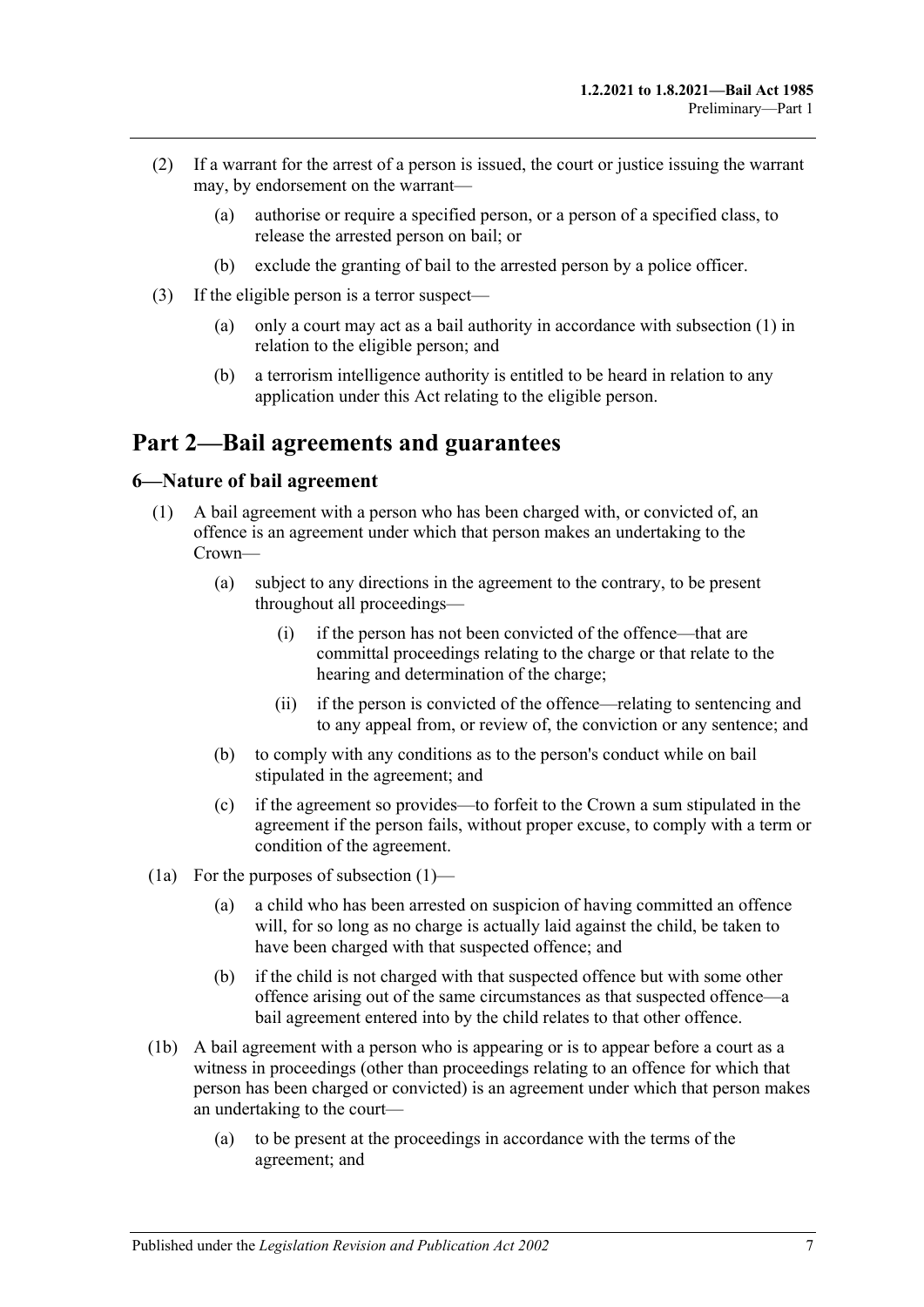(2) If a warrant for the arrest of a person is issued, the court or justice issuing the warrant may, by endorsement on the warrant—

(a) authorise or require a specified person, or a person of a specified class, to release the arrested person on bail; or

(b) exclude the granting of bail to the arrested person by a police officer.

(3) If the eligible person is a terror suspect—

(a) only a court may act as a bail authority in accordance with subsection (1) in relation to the eligible person; and

(b) a terrorism intelligence authority is entitled to be heard in relation to any application under this Act relating to the eligible person.

# Part 2—Bail agreements and guarantees

## 6—Nature of bail agreement

(1) A bail agreement with a person who has been charged with, or convicted of, an offence is an agreement under which that person makes an undertaking to the Crown—

(a) subject to any directions in the agreement to the contrary, to be present throughout all proceedings—

(i) if the person has not been convicted of the offence—that are committal proceedings relating to the charge or that relate to the hearing and determination of the charge;

(ii) if the person is convicted of the offence—relating to sentencing and to any appeal from, or review of, the conviction or any sentence; and

(b) to comply with any conditions as to the person's conduct while on bail stipulated in the agreement; and

(c) if the agreement so provides—to forfeit to the Crown a sum stipulated in the agreement if the person fails, without proper excuse, to comply with a term or condition of the agreement.

(1a) For the purposes of subsection (1)—

(a) a child who has been arrested on suspicion of having committed an offence will, for so long as no charge is actually laid against the child, be taken to have been charged with that suspected offence; and

(b) if the child is not charged with that suspected offence but with some other offence arising out of the same circumstances as that suspected offence—a bail agreement entered into by the child relates to that other offence.

(1b) A bail agreement with a person who is appearing or is to appear before a court as a witness in proceedings (other than proceedings relating to an offence for which that person has been charged or convicted) is an agreement under which that person makes an undertaking to the court—

(a) to be present at the proceedings in accordance with the terms of the agreement; and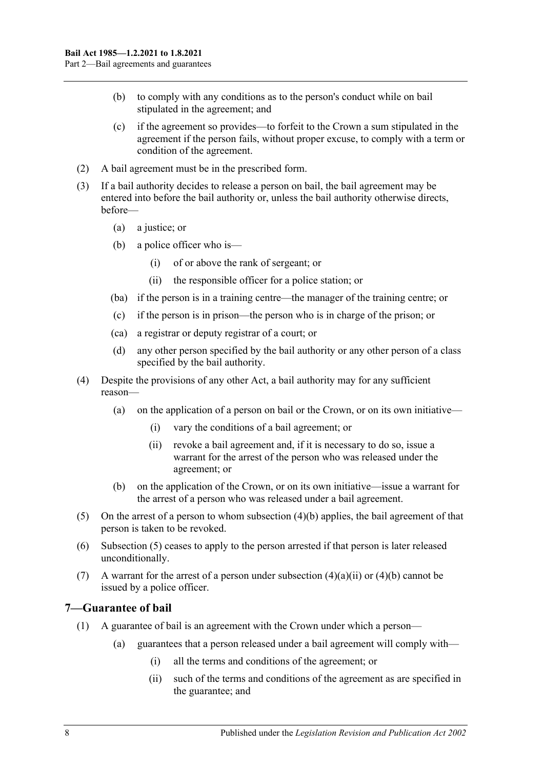(b) to comply with any conditions as to the person's conduct while on bail stipulated in the agreement; and

(c) if the agreement so provides—to forfeit to the Crown a sum stipulated in the agreement if the person fails, without proper excuse, to comply with a term or condition of the agreement.

(2) A bail agreement must be in the prescribed form.

(3) If a bail authority decides to release a person on bail, the bail agreement may be entered into before the bail authority or, unless the bail authority otherwise directs, before—

- (a) a justice; or
- (b) a police officer who is—
  - (i) of or above the rank of sergeant; or
  - (ii) the responsible officer for a police station; or
- (ba) if the person is in a training centre—the manager of the training centre; or
- (c) if the person is in prison—the person who is in charge of the prison; or
- (ca) a registrar or deputy registrar of a court; or
- (d) any other person specified by the bail authority or any other person of a class specified by the bail authority.

(4) Despite the provisions of any other Act, a bail authority may for any sufficient reason—

- (a) on the application of a person on bail or the Crown, or on its own initiative—
  - (i) vary the conditions of a bail agreement; or
  - (ii) revoke a bail agreement and, if it is necessary to do so, issue a warrant for the arrest of the person who was released under the agreement; or
- (b) on the application of the Crown, or on its own initiative—issue a warrant for the arrest of a person who was released under a bail agreement.

(5) On the arrest of a person to whom subsection (4)(b) applies, the bail agreement of that person is taken to be revoked.

(6) Subsection (5) ceases to apply to the person arrested if that person is later released unconditionally.

(7) A warrant for the arrest of a person under subsection (4)(a)(ii) or (4)(b) cannot be issued by a police officer.

## 7—Guarantee of bail

(1) A guarantee of bail is an agreement with the Crown under which a person—

- (a) guarantees that a person released under a bail agreement will comply with—
  - (i) all the terms and conditions of the agreement; or
  - (ii) such of the terms and conditions of the agreement as are specified in the guarantee; and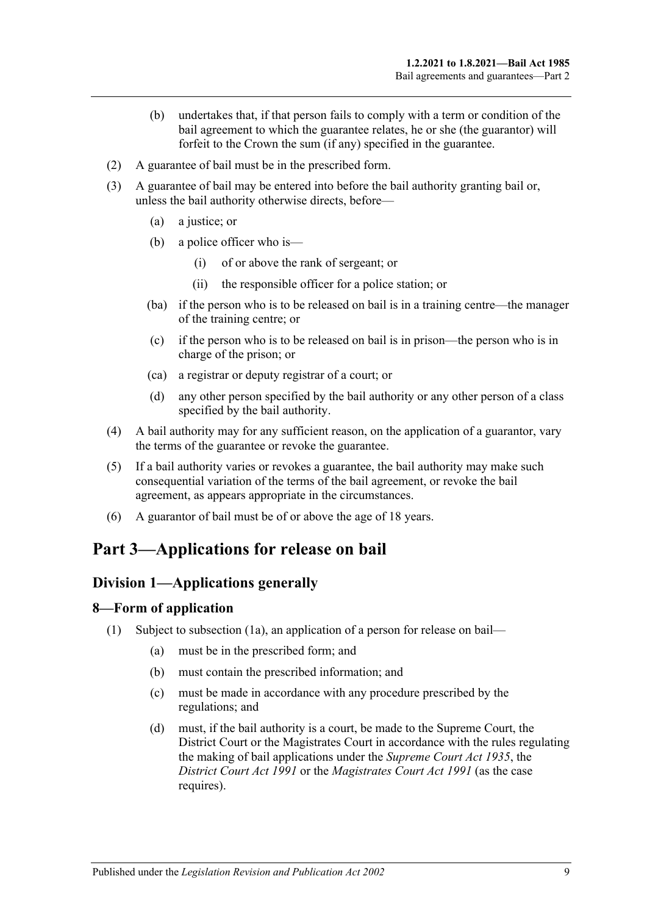- (b) undertakes that, if that person fails to comply with a term or condition of the bail agreement to which the guarantee relates, he or she (the guarantor) will forfeit to the Crown the sum (if any) specified in the guarantee.

(2) A guarantee of bail must be in the prescribed form.

(3) A guarantee of bail may be entered into before the bail authority granting bail or, unless the bail authority otherwise directs, before—

- (a) a justice; or
- (b) a police officer who is—
  - (i) of or above the rank of sergeant; or
  - (ii) the responsible officer for a police station; or
- (ba) if the person who is to be released on bail is in a training centre—the manager of the training centre; or
- (c) if the person who is to be released on bail is in prison—the person who is in charge of the prison; or
- (ca) a registrar or deputy registrar of a court; or
- (d) any other person specified by the bail authority or any other person of a class specified by the bail authority.

(4) A bail authority may for any sufficient reason, on the application of a guarantor, vary the terms of the guarantee or revoke the guarantee.

(5) If a bail authority varies or revokes a guarantee, the bail authority may make such consequential variation of the terms of the bail agreement, or revoke the bail agreement, as appears appropriate in the circumstances.

(6) A guarantor of bail must be of or above the age of 18 years.

# Part 3—Applications for release on bail

## Division 1—Applications generally

### 8—Form of application

(1) Subject to subsection (1a), an application of a person for release on bail—

- (a) must be in the prescribed form; and
- (b) must contain the prescribed information; and
- (c) must be made in accordance with any procedure prescribed by the regulations; and
- (d) must, if the bail authority is a court, be made to the Supreme Court, the District Court or the Magistrates Court in accordance with the rules regulating the making of bail applications under the *Supreme Court Act 1935*, the *District Court Act 1991* or the *Magistrates Court Act 1991* (as the case requires).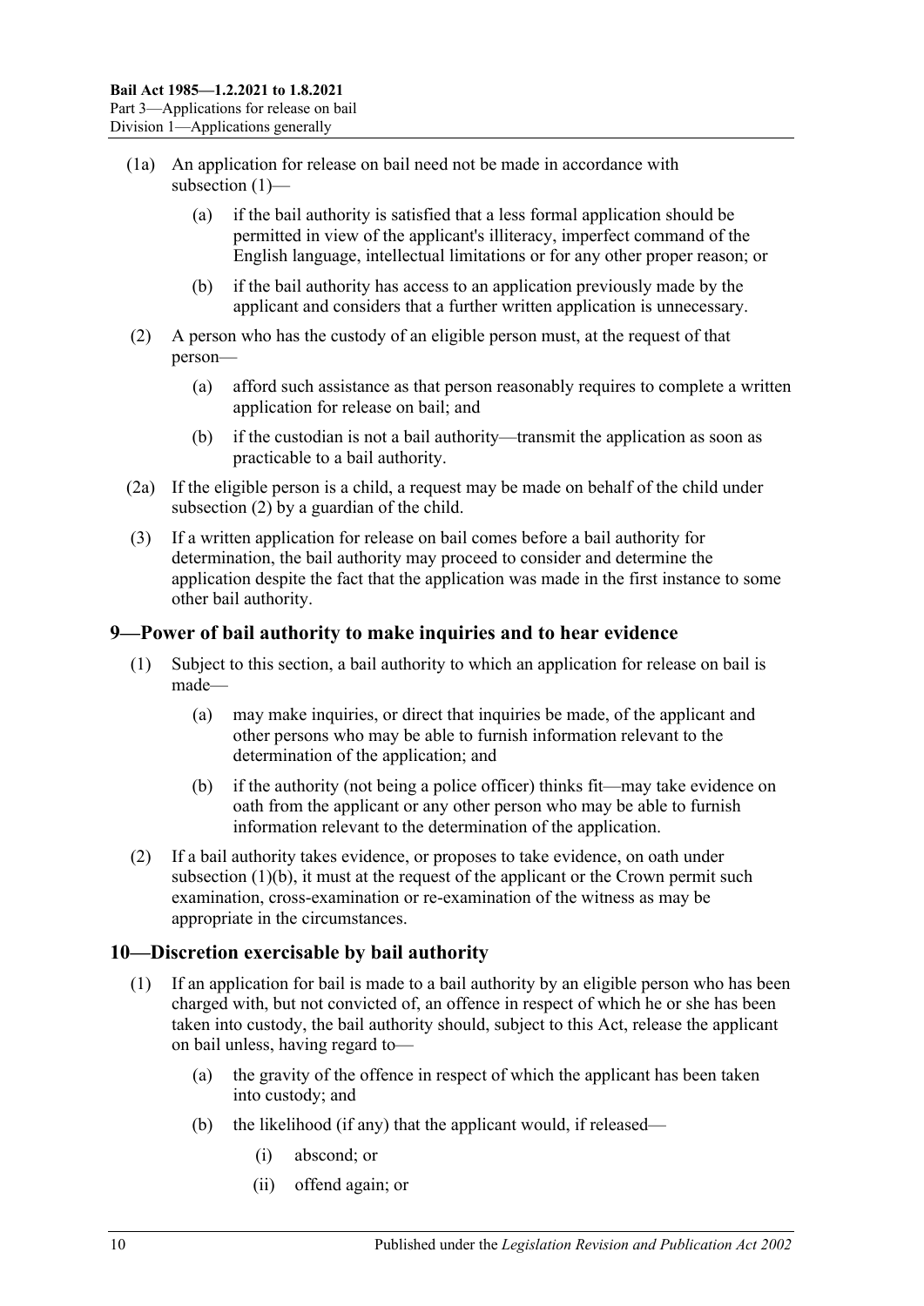(1a) An application for release on bail need not be made in accordance with subsection (1)—

(a) if the bail authority is satisfied that a less formal application should be permitted in view of the applicant's illiteracy, imperfect command of the English language, intellectual limitations or for any other proper reason; or

(b) if the bail authority has access to an application previously made by the applicant and considers that a further written application is unnecessary.

(2) A person who has the custody of an eligible person must, at the request of that person—

(a) afford such assistance as that person reasonably requires to complete a written application for release on bail; and

(b) if the custodian is not a bail authority—transmit the application as soon as practicable to a bail authority.

(2a) If the eligible person is a child, a request may be made on behalf of the child under subsection (2) by a guardian of the child.

(3) If a written application for release on bail comes before a bail authority for determination, the bail authority may proceed to consider and determine the application despite the fact that the application was made in the first instance to some other bail authority.

## 9—Power of bail authority to make inquiries and to hear evidence

(1) Subject to this section, a bail authority to which an application for release on bail is made—

(a) may make inquiries, or direct that inquiries be made, of the applicant and other persons who may be able to furnish information relevant to the determination of the application; and

(b) if the authority (not being a police officer) thinks fit—may take evidence on oath from the applicant or any other person who may be able to furnish information relevant to the determination of the application.

(2) If a bail authority takes evidence, or proposes to take evidence, on oath under subsection (1)(b), it must at the request of the applicant or the Crown permit such examination, cross-examination or re-examination of the witness as may be appropriate in the circumstances.

## 10—Discretion exercisable by bail authority

(1) If an application for bail is made to a bail authority by an eligible person who has been charged with, but not convicted of, an offence in respect of which he or she has been taken into custody, the bail authority should, subject to this Act, release the applicant on bail unless, having regard to—

(a) the gravity of the offence in respect of which the applicant has been taken into custody; and

(b) the likelihood (if any) that the applicant would, if released—

(i) abscond; or

(ii) offend again; or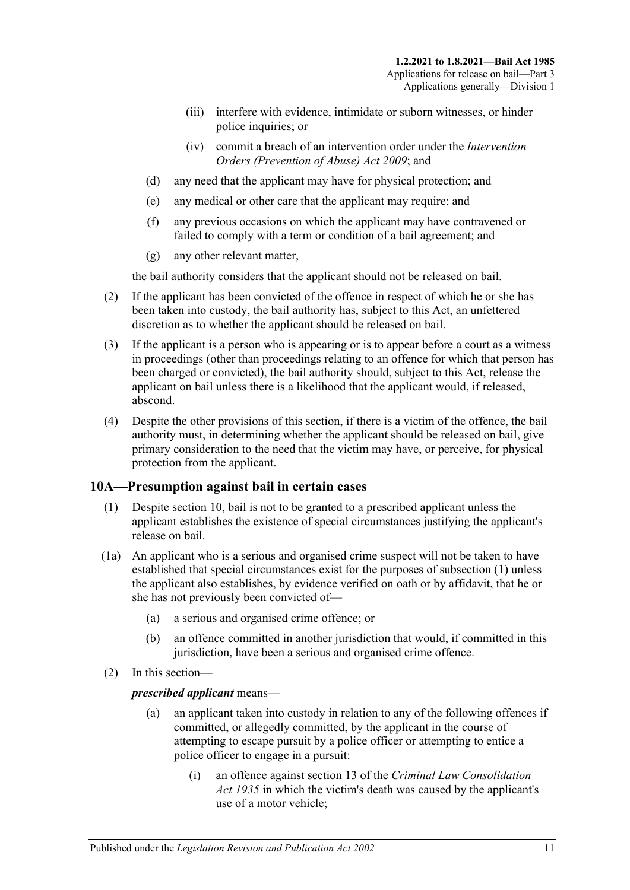(iii) interfere with evidence, intimidate or suborn witnesses, or hinder police inquiries; or

(iv) commit a breach of an intervention order under the *Intervention Orders (Prevention of Abuse) Act 2009*; and

(d) any need that the applicant may have for physical protection; and

(e) any medical or other care that the applicant may require; and

(f) any previous occasions on which the applicant may have contravened or failed to comply with a term or condition of a bail agreement; and

(g) any other relevant matter,

the bail authority considers that the applicant should not be released on bail.

(2) If the applicant has been convicted of the offence in respect of which he or she has been taken into custody, the bail authority has, subject to this Act, an unfettered discretion as to whether the applicant should be released on bail.

(3) If the applicant is a person who is appearing or is to appear before a court as a witness in proceedings (other than proceedings relating to an offence for which that person has been charged or convicted), the bail authority should, subject to this Act, release the applicant on bail unless there is a likelihood that the applicant would, if released, abscond.

(4) Despite the other provisions of this section, if there is a victim of the offence, the bail authority must, in determining whether the applicant should be released on bail, give primary consideration to the need that the victim may have, or perceive, for physical protection from the applicant.

## 10A—Presumption against bail in certain cases

(1) Despite section 10, bail is not to be granted to a prescribed applicant unless the applicant establishes the existence of special circumstances justifying the applicant's release on bail.

(1a) An applicant who is a serious and organised crime suspect will not be taken to have established that special circumstances exist for the purposes of subsection (1) unless the applicant also establishes, by evidence verified on oath or by affidavit, that he or she has not previously been convicted of—

(a) a serious and organised crime offence; or

(b) an offence committed in another jurisdiction that would, if committed in this jurisdiction, have been a serious and organised crime offence.

(2) In this section—

***prescribed applicant*** means—

(a) an applicant taken into custody in relation to any of the following offences if committed, or allegedly committed, by the applicant in the course of attempting to escape pursuit by a police officer or attempting to entice a police officer to engage in a pursuit:

(i) an offence against section 13 of the *Criminal Law Consolidation Act 1935* in which the victim's death was caused by the applicant's use of a motor vehicle;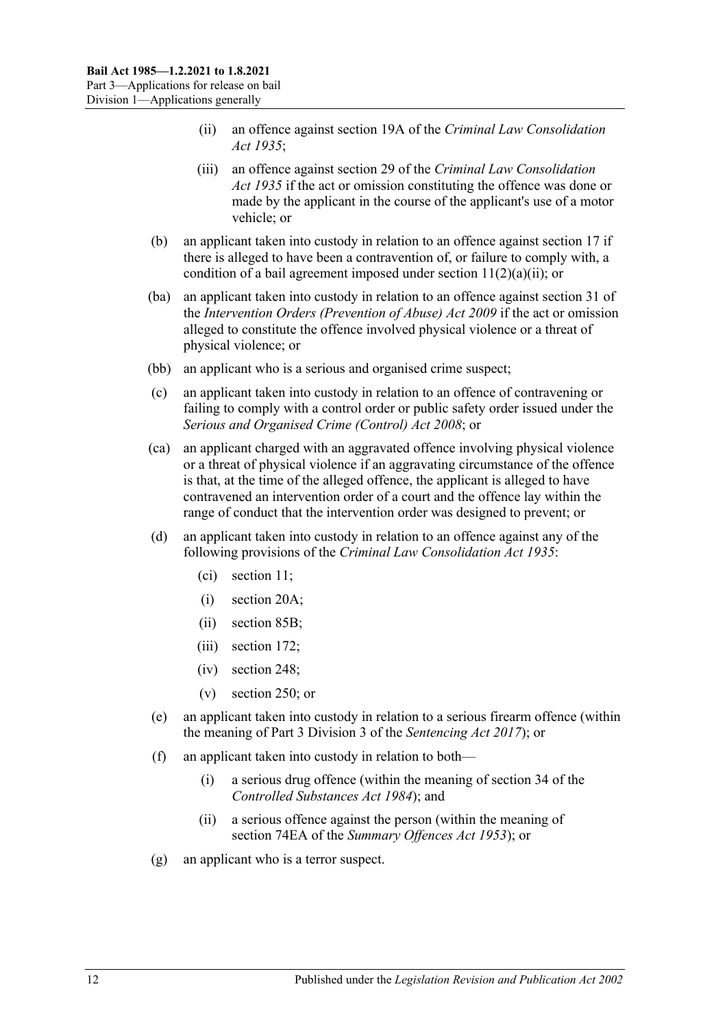(ii) an offence against section 19A of the *Criminal Law Consolidation Act 1935*;

(iii) an offence against section 29 of the *Criminal Law Consolidation Act 1935* if the act or omission constituting the offence was done or made by the applicant in the course of the applicant's use of a motor vehicle; or

(b) an applicant taken into custody in relation to an offence against section 17 if there is alleged to have been a contravention of, or failure to comply with, a condition of a bail agreement imposed under section 11(2)(a)(ii); or

(ba) an applicant taken into custody in relation to an offence against section 31 of the *Intervention Orders (Prevention of Abuse) Act 2009* if the act or omission alleged to constitute the offence involved physical violence or a threat of physical violence; or

(bb) an applicant who is a serious and organised crime suspect;

(c) an applicant taken into custody in relation to an offence of contravening or failing to comply with a control order or public safety order issued under the *Serious and Organised Crime (Control) Act 2008*; or

(ca) an applicant charged with an aggravated offence involving physical violence or a threat of physical violence if an aggravating circumstance of the offence is that, at the time of the alleged offence, the applicant is alleged to have contravened an intervention order of a court and the offence lay within the range of conduct that the intervention order was designed to prevent; or

(d) an applicant taken into custody in relation to an offence against any of the following provisions of the *Criminal Law Consolidation Act 1935*:

(ci) section 11;

(i) section 20A;

(ii) section 85B;

(iii) section 172;

(iv) section 248;

(v) section 250; or

(e) an applicant taken into custody in relation to a serious firearm offence (within the meaning of Part 3 Division 3 of the *Sentencing Act 2017*); or

(f) an applicant taken into custody in relation to both—

(i) a serious drug offence (within the meaning of section 34 of the *Controlled Substances Act 1984*); and

(ii) a serious offence against the person (within the meaning of section 74EA of the *Summary Offences Act 1953*); or

(g) an applicant who is a terror suspect.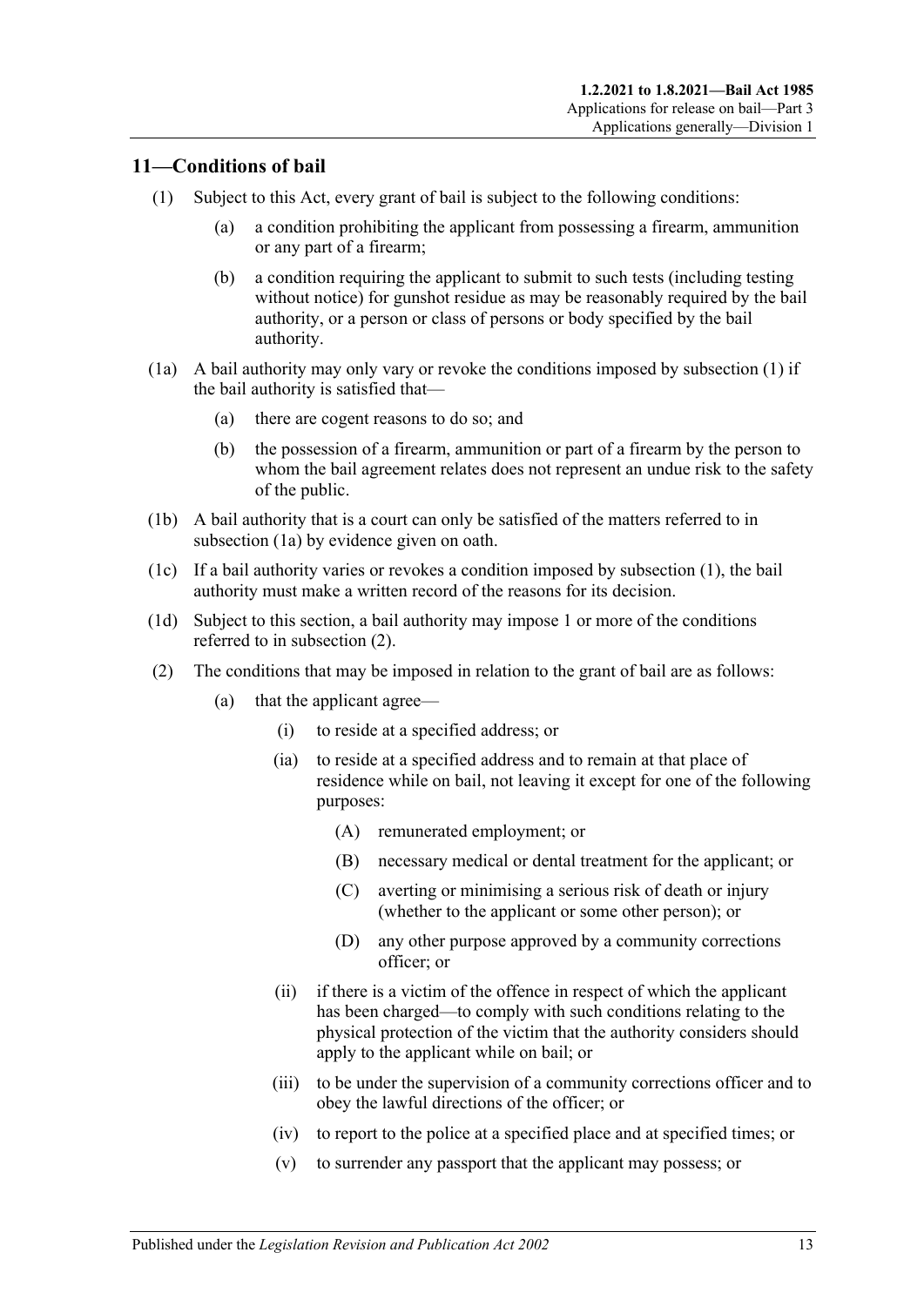## 11—Conditions of bail

(1) Subject to this Act, every grant of bail is subject to the following conditions:

(a) a condition prohibiting the applicant from possessing a firearm, ammunition or any part of a firearm;

(b) a condition requiring the applicant to submit to such tests (including testing without notice) for gunshot residue as may be reasonably required by the bail authority, or a person or class of persons or body specified by the bail authority.

(1a) A bail authority may only vary or revoke the conditions imposed by subsection (1) if the bail authority is satisfied that—

(a) there are cogent reasons to do so; and

(b) the possession of a firearm, ammunition or part of a firearm by the person to whom the bail agreement relates does not represent an undue risk to the safety of the public.

(1b) A bail authority that is a court can only be satisfied of the matters referred to in subsection (1a) by evidence given on oath.

(1c) If a bail authority varies or revokes a condition imposed by subsection (1), the bail authority must make a written record of the reasons for its decision.

(1d) Subject to this section, a bail authority may impose 1 or more of the conditions referred to in subsection (2).

(2) The conditions that may be imposed in relation to the grant of bail are as follows:

(a) that the applicant agree—

(i) to reside at a specified address; or

(ia) to reside at a specified address and to remain at that place of residence while on bail, not leaving it except for one of the following purposes:

(A) remunerated employment; or

(B) necessary medical or dental treatment for the applicant; or

(C) averting or minimising a serious risk of death or injury (whether to the applicant or some other person); or

(D) any other purpose approved by a community corrections officer; or

(ii) if there is a victim of the offence in respect of which the applicant has been charged—to comply with such conditions relating to the physical protection of the victim that the authority considers should apply to the applicant while on bail; or

(iii) to be under the supervision of a community corrections officer and to obey the lawful directions of the officer; or

(iv) to report to the police at a specified place and at specified times; or

(v) to surrender any passport that the applicant may possess; or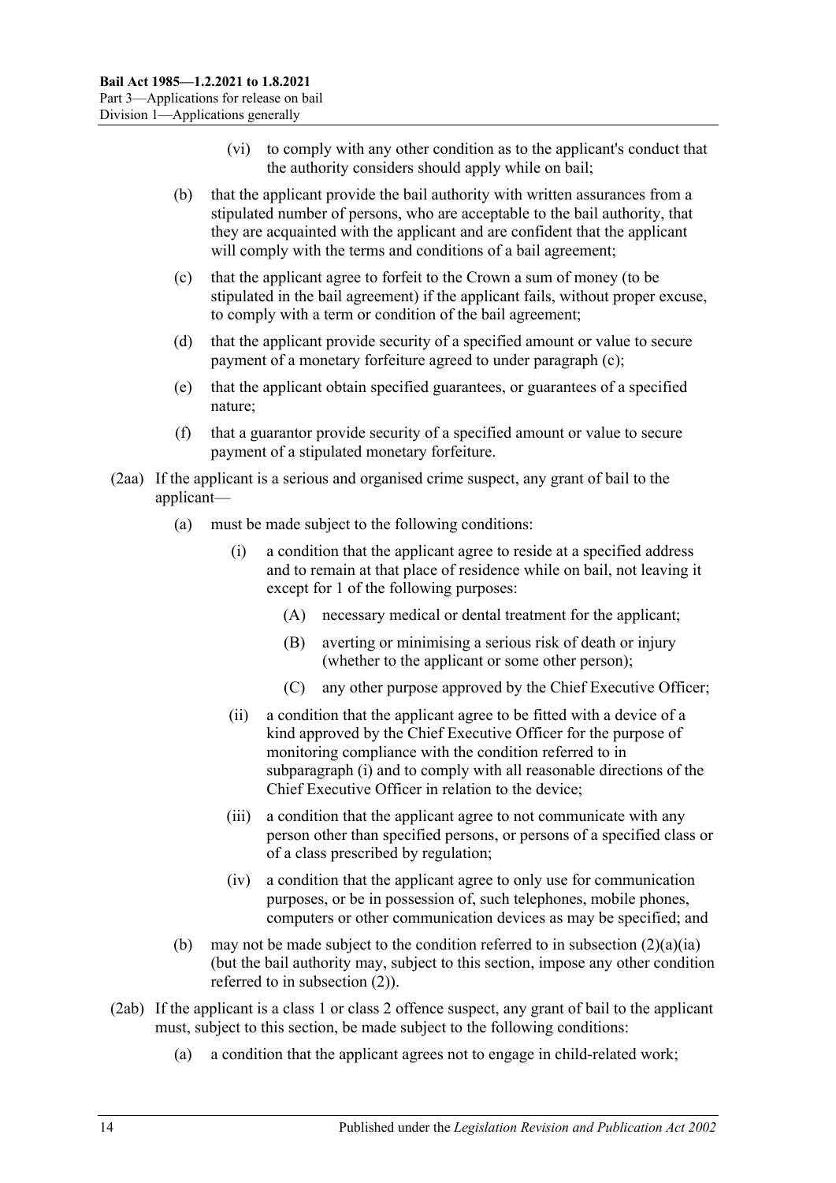(vi) to comply with any other condition as to the applicant's conduct that the authority considers should apply while on bail;

(b) that the applicant provide the bail authority with written assurances from a stipulated number of persons, who are acceptable to the bail authority, that they are acquainted with the applicant and are confident that the applicant will comply with the terms and conditions of a bail agreement;

(c) that the applicant agree to forfeit to the Crown a sum of money (to be stipulated in the bail agreement) if the applicant fails, without proper excuse, to comply with a term or condition of the bail agreement;

(d) that the applicant provide security of a specified amount or value to secure payment of a monetary forfeiture agreed to under paragraph (c);

(e) that the applicant obtain specified guarantees, or guarantees of a specified nature;

(f) that a guarantor provide security of a specified amount or value to secure payment of a stipulated monetary forfeiture.

(2aa) If the applicant is a serious and organised crime suspect, any grant of bail to the applicant—

(a) must be made subject to the following conditions:

(i) a condition that the applicant agree to reside at a specified address and to remain at that place of residence while on bail, not leaving it except for 1 of the following purposes:

(A) necessary medical or dental treatment for the applicant;

(B) averting or minimising a serious risk of death or injury (whether to the applicant or some other person);

(C) any other purpose approved by the Chief Executive Officer;

(ii) a condition that the applicant agree to be fitted with a device of a kind approved by the Chief Executive Officer for the purpose of monitoring compliance with the condition referred to in subparagraph (i) and to comply with all reasonable directions of the Chief Executive Officer in relation to the device;

(iii) a condition that the applicant agree to not communicate with any person other than specified persons, or persons of a specified class or of a class prescribed by regulation;

(iv) a condition that the applicant agree to only use for communication purposes, or be in possession of, such telephones, mobile phones, computers or other communication devices as may be specified; and

(b) may not be made subject to the condition referred to in subsection (2)(a)(ia) (but the bail authority may, subject to this section, impose any other condition referred to in subsection (2)).

(2ab) If the applicant is a class 1 or class 2 offence suspect, any grant of bail to the applicant must, subject to this section, be made subject to the following conditions:

(a) a condition that the applicant agrees not to engage in child-related work;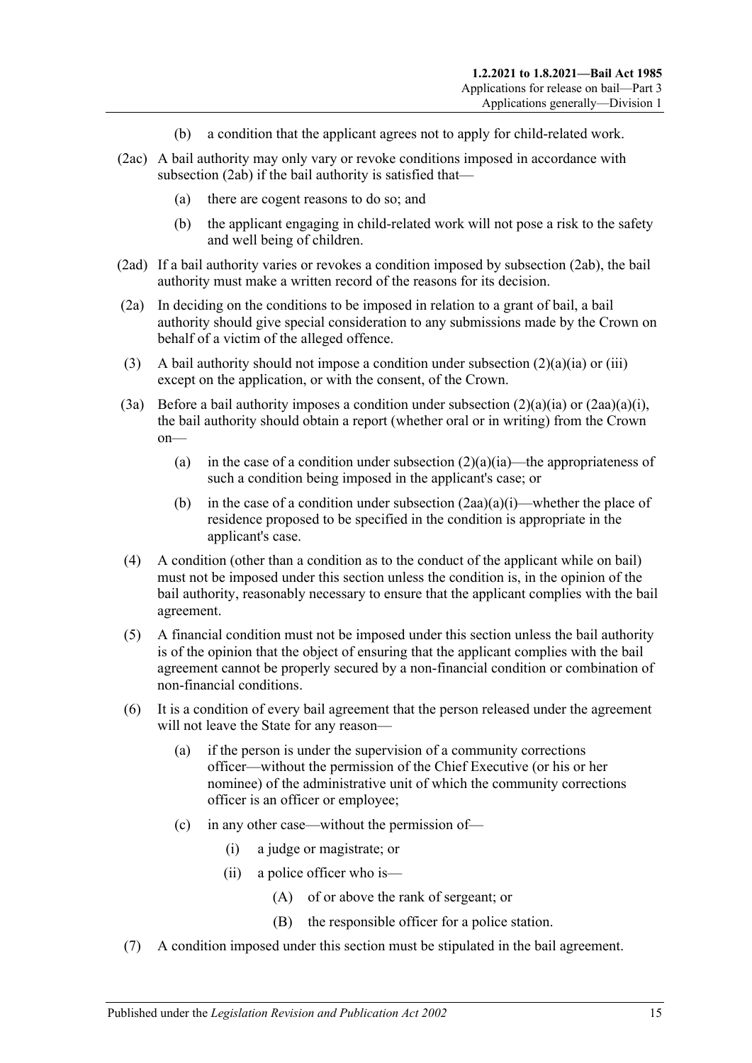(b) a condition that the applicant agrees not to apply for child-related work.

(2ac) A bail authority may only vary or revoke conditions imposed in accordance with subsection (2ab) if the bail authority is satisfied that—

(a) there are cogent reasons to do so; and

(b) the applicant engaging in child-related work will not pose a risk to the safety and well being of children.

(2ad) If a bail authority varies or revokes a condition imposed by subsection (2ab), the bail authority must make a written record of the reasons for its decision.

(2a) In deciding on the conditions to be imposed in relation to a grant of bail, a bail authority should give special consideration to any submissions made by the Crown on behalf of a victim of the alleged offence.

(3) A bail authority should not impose a condition under subsection (2)(a)(ia) or (iii) except on the application, or with the consent, of the Crown.

(3a) Before a bail authority imposes a condition under subsection (2)(a)(ia) or (2aa)(a)(i), the bail authority should obtain a report (whether oral or in writing) from the Crown on—

(a) in the case of a condition under subsection (2)(a)(ia)—the appropriateness of such a condition being imposed in the applicant's case; or

(b) in the case of a condition under subsection (2aa)(a)(i)—whether the place of residence proposed to be specified in the condition is appropriate in the applicant's case.

(4) A condition (other than a condition as to the conduct of the applicant while on bail) must not be imposed under this section unless the condition is, in the opinion of the bail authority, reasonably necessary to ensure that the applicant complies with the bail agreement.

(5) A financial condition must not be imposed under this section unless the bail authority is of the opinion that the object of ensuring that the applicant complies with the bail agreement cannot be properly secured by a non-financial condition or combination of non-financial conditions.

(6) It is a condition of every bail agreement that the person released under the agreement will not leave the State for any reason—

(a) if the person is under the supervision of a community corrections officer—without the permission of the Chief Executive (or his or her nominee) of the administrative unit of which the community corrections officer is an officer or employee;

(c) in any other case—without the permission of—

(i) a judge or magistrate; or

(ii) a police officer who is—

(A) of or above the rank of sergeant; or

(B) the responsible officer for a police station.

(7) A condition imposed under this section must be stipulated in the bail agreement.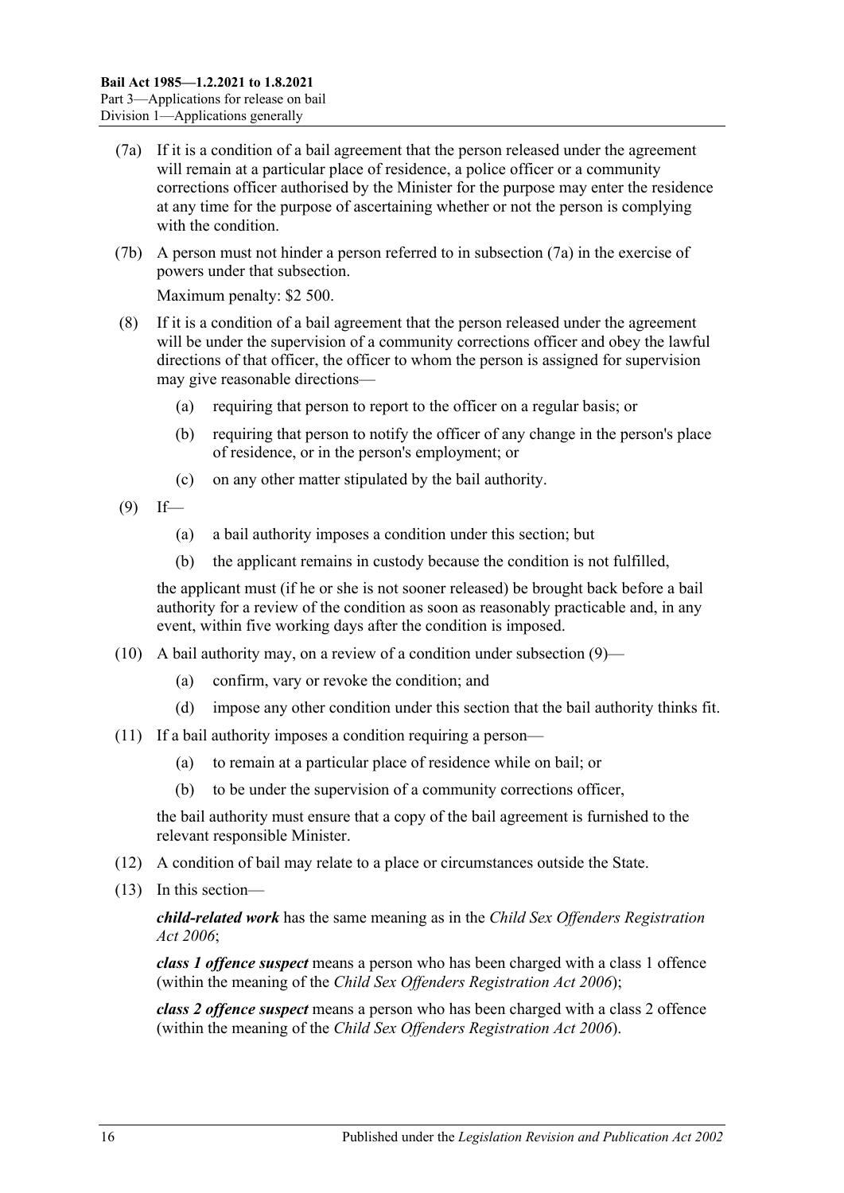(7a) If it is a condition of a bail agreement that the person released under the agreement will remain at a particular place of residence, a police officer or a community corrections officer authorised by the Minister for the purpose may enter the residence at any time for the purpose of ascertaining whether or not the person is complying with the condition.

(7b) A person must not hinder a person referred to in subsection (7a) in the exercise of powers under that subsection.

Maximum penalty: $2 500.

(8) If it is a condition of a bail agreement that the person released under the agreement will be under the supervision of a community corrections officer and obey the lawful directions of that officer, the officer to whom the person is assigned for supervision may give reasonable directions—

- (a) requiring that person to report to the officer on a regular basis; or
- (b) requiring that person to notify the officer of any change in the person's place of residence, or in the person's employment; or
- (c) on any other matter stipulated by the bail authority.

(9) If—

- (a) a bail authority imposes a condition under this section; but
- (b) the applicant remains in custody because the condition is not fulfilled,

the applicant must (if he or she is not sooner released) be brought back before a bail authority for a review of the condition as soon as reasonably practicable and, in any event, within five working days after the condition is imposed.

(10) A bail authority may, on a review of a condition under subsection (9)—

- (a) confirm, vary or revoke the condition; and
- (d) impose any other condition under this section that the bail authority thinks fit.

(11) If a bail authority imposes a condition requiring a person—

- (a) to remain at a particular place of residence while on bail; or
- (b) to be under the supervision of a community corrections officer,

the bail authority must ensure that a copy of the bail agreement is furnished to the relevant responsible Minister.

(12) A condition of bail may relate to a place or circumstances outside the State.

(13) In this section—

***child-related work*** has the same meaning as in the *Child Sex Offenders Registration Act 2006*;

***class 1 offence suspect*** means a person who has been charged with a class 1 offence (within the meaning of the *Child Sex Offenders Registration Act 2006*);

***class 2 offence suspect*** means a person who has been charged with a class 2 offence (within the meaning of the *Child Sex Offenders Registration Act 2006*).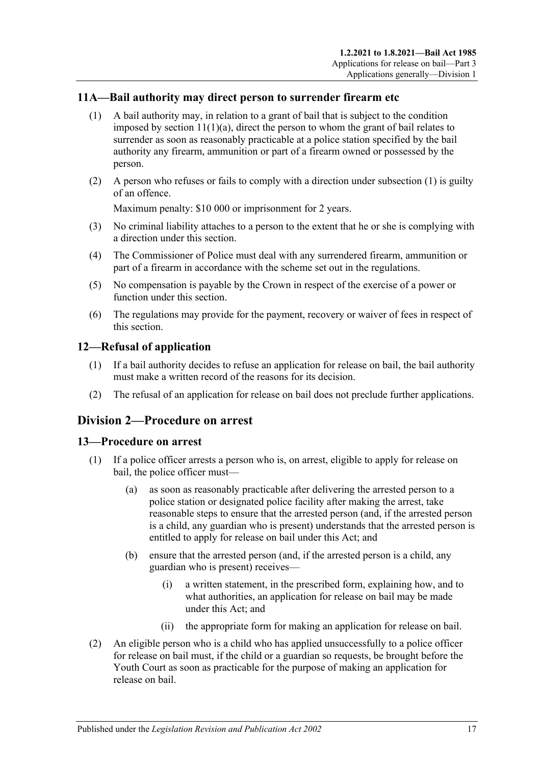## 11A—Bail authority may direct person to surrender firearm etc

(1) A bail authority may, in relation to a grant of bail that is subject to the condition imposed by section 11(1)(a), direct the person to whom the grant of bail relates to surrender as soon as reasonably practicable at a police station specified by the bail authority any firearm, ammunition or part of a firearm owned or possessed by the person.

(2) A person who refuses or fails to comply with a direction under subsection (1) is guilty of an offence.

Maximum penalty: $10 000 or imprisonment for 2 years.

(3) No criminal liability attaches to a person to the extent that he or she is complying with a direction under this section.

(4) The Commissioner of Police must deal with any surrendered firearm, ammunition or part of a firearm in accordance with the scheme set out in the regulations.

(5) No compensation is payable by the Crown in respect of the exercise of a power or function under this section.

(6) The regulations may provide for the payment, recovery or waiver of fees in respect of this section.

## 12—Refusal of application

(1) If a bail authority decides to refuse an application for release on bail, the bail authority must make a written record of the reasons for its decision.

(2) The refusal of an application for release on bail does not preclude further applications.

# Division 2—Procedure on arrest

## 13—Procedure on arrest

(1) If a police officer arrests a person who is, on arrest, eligible to apply for release on bail, the police officer must—

(a) as soon as reasonably practicable after delivering the arrested person to a police station or designated police facility after making the arrest, take reasonable steps to ensure that the arrested person (and, if the arrested person is a child, any guardian who is present) understands that the arrested person is entitled to apply for release on bail under this Act; and

(b) ensure that the arrested person (and, if the arrested person is a child, any guardian who is present) receives—

(i) a written statement, in the prescribed form, explaining how, and to what authorities, an application for release on bail may be made under this Act; and

(ii) the appropriate form for making an application for release on bail.

(2) An eligible person who is a child who has applied unsuccessfully to a police officer for release on bail must, if the child or a guardian so requests, be brought before the Youth Court as soon as practicable for the purpose of making an application for release on bail.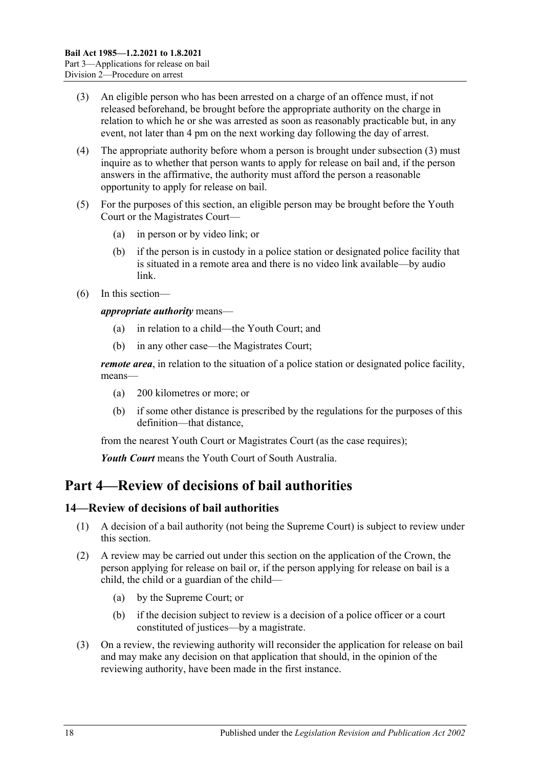(3) An eligible person who has been arrested on a charge of an offence must, if not released beforehand, be brought before the appropriate authority on the charge in relation to which he or she was arrested as soon as reasonably practicable but, in any event, not later than 4 pm on the next working day following the day of arrest.

(4) The appropriate authority before whom a person is brought under subsection (3) must inquire as to whether that person wants to apply for release on bail and, if the person answers in the affirmative, the authority must afford the person a reasonable opportunity to apply for release on bail.

(5) For the purposes of this section, an eligible person may be brought before the Youth Court or the Magistrates Court—

  (a) in person or by video link; or

  (b) if the person is in custody in a police station or designated police facility that is situated in a remote area and there is no video link available—by audio link.

(6) In this section—

***appropriate authority*** means—

  (a) in relation to a child—the Youth Court; and

  (b) in any other case—the Magistrates Court;

***remote area***, in relation to the situation of a police station or designated police facility, means—

  (a) 200 kilometres or more; or

  (b) if some other distance is prescribed by the regulations for the purposes of this definition—that distance,

from the nearest Youth Court or Magistrates Court (as the case requires);

***Youth Court*** means the Youth Court of South Australia.

# Part 4—Review of decisions of bail authorities

## 14—Review of decisions of bail authorities

(1) A decision of a bail authority (not being the Supreme Court) is subject to review under this section.

(2) A review may be carried out under this section on the application of the Crown, the person applying for release on bail or, if the person applying for release on bail is a child, the child or a guardian of the child—

  (a) by the Supreme Court; or

  (b) if the decision subject to review is a decision of a police officer or a court constituted of justices—by a magistrate.

(3) On a review, the reviewing authority will reconsider the application for release on bail and may make any decision on that application that should, in the opinion of the reviewing authority, have been made in the first instance.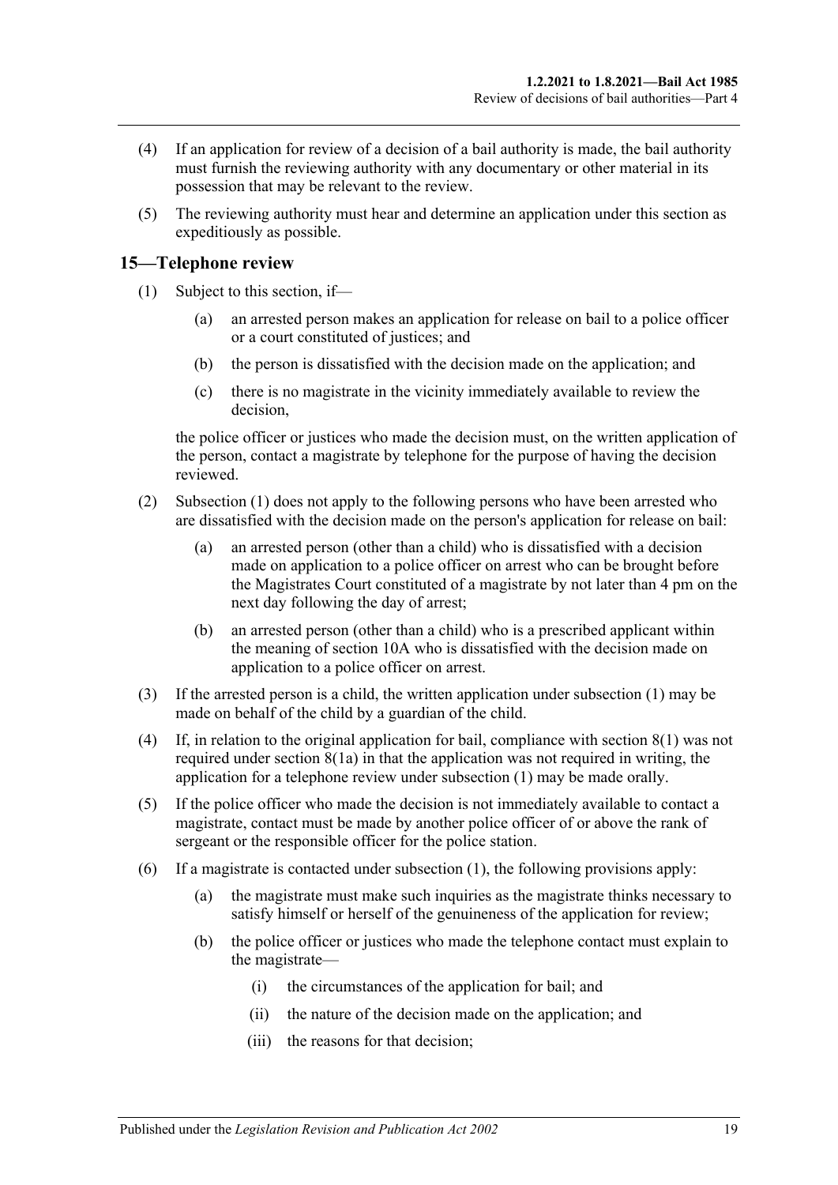(4) If an application for review of a decision of a bail authority is made, the bail authority must furnish the reviewing authority with any documentary or other material in its possession that may be relevant to the review.

(5) The reviewing authority must hear and determine an application under this section as expeditiously as possible.

## 15—Telephone review

(1) Subject to this section, if—

(a) an arrested person makes an application for release on bail to a police officer or a court constituted of justices; and

(b) the person is dissatisfied with the decision made on the application; and

(c) there is no magistrate in the vicinity immediately available to review the decision,

the police officer or justices who made the decision must, on the written application of the person, contact a magistrate by telephone for the purpose of having the decision reviewed.

(2) Subsection (1) does not apply to the following persons who have been arrested who are dissatisfied with the decision made on the person's application for release on bail:

(a) an arrested person (other than a child) who is dissatisfied with a decision made on application to a police officer on arrest who can be brought before the Magistrates Court constituted of a magistrate by not later than 4 pm on the next day following the day of arrest;

(b) an arrested person (other than a child) who is a prescribed applicant within the meaning of section 10A who is dissatisfied with the decision made on application to a police officer on arrest.

(3) If the arrested person is a child, the written application under subsection (1) may be made on behalf of the child by a guardian of the child.

(4) If, in relation to the original application for bail, compliance with section 8(1) was not required under section 8(1a) in that the application was not required in writing, the application for a telephone review under subsection (1) may be made orally.

(5) If the police officer who made the decision is not immediately available to contact a magistrate, contact must be made by another police officer of or above the rank of sergeant or the responsible officer for the police station.

(6) If a magistrate is contacted under subsection (1), the following provisions apply:

(a) the magistrate must make such inquiries as the magistrate thinks necessary to satisfy himself or herself of the genuineness of the application for review;

(b) the police officer or justices who made the telephone contact must explain to the magistrate—

(i) the circumstances of the application for bail; and

(ii) the nature of the decision made on the application; and

(iii) the reasons for that decision;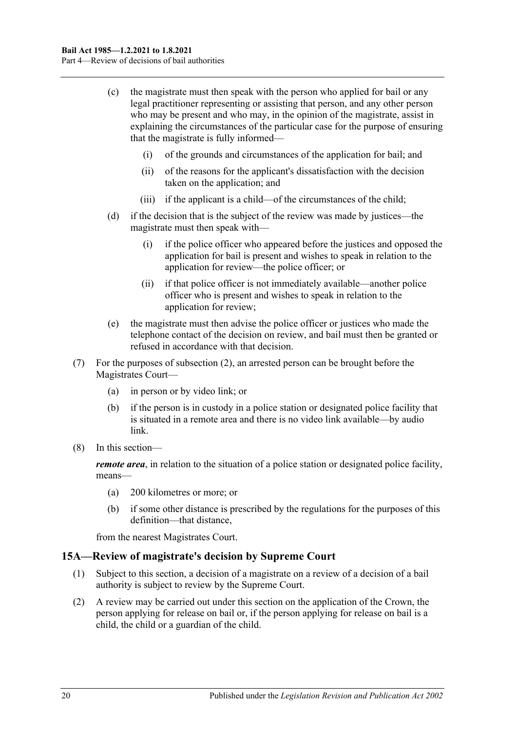(c) the magistrate must then speak with the person who applied for bail or any legal practitioner representing or assisting that person, and any other person who may be present and who may, in the opinion of the magistrate, assist in explaining the circumstances of the particular case for the purpose of ensuring that the magistrate is fully informed—

(i) of the grounds and circumstances of the application for bail; and

(ii) of the reasons for the applicant's dissatisfaction with the decision taken on the application; and

(iii) if the applicant is a child—of the circumstances of the child;

(d) if the decision that is the subject of the review was made by justices—the magistrate must then speak with—

(i) if the police officer who appeared before the justices and opposed the application for bail is present and wishes to speak in relation to the application for review—the police officer; or

(ii) if that police officer is not immediately available—another police officer who is present and wishes to speak in relation to the application for review;

(e) the magistrate must then advise the police officer or justices who made the telephone contact of the decision on review, and bail must then be granted or refused in accordance with that decision.

(7) For the purposes of subsection (2), an arrested person can be brought before the Magistrates Court—

(a) in person or by video link; or

(b) if the person is in custody in a police station or designated police facility that is situated in a remote area and there is no video link available—by audio link.

(8) In this section—

***remote area***, in relation to the situation of a police station or designated police facility, means—

(a) 200 kilometres or more; or

(b) if some other distance is prescribed by the regulations for the purposes of this definition—that distance,

from the nearest Magistrates Court.

## 15A—Review of magistrate's decision by Supreme Court

(1) Subject to this section, a decision of a magistrate on a review of a decision of a bail authority is subject to review by the Supreme Court.

(2) A review may be carried out under this section on the application of the Crown, the person applying for release on bail or, if the person applying for release on bail is a child, the child or a guardian of the child.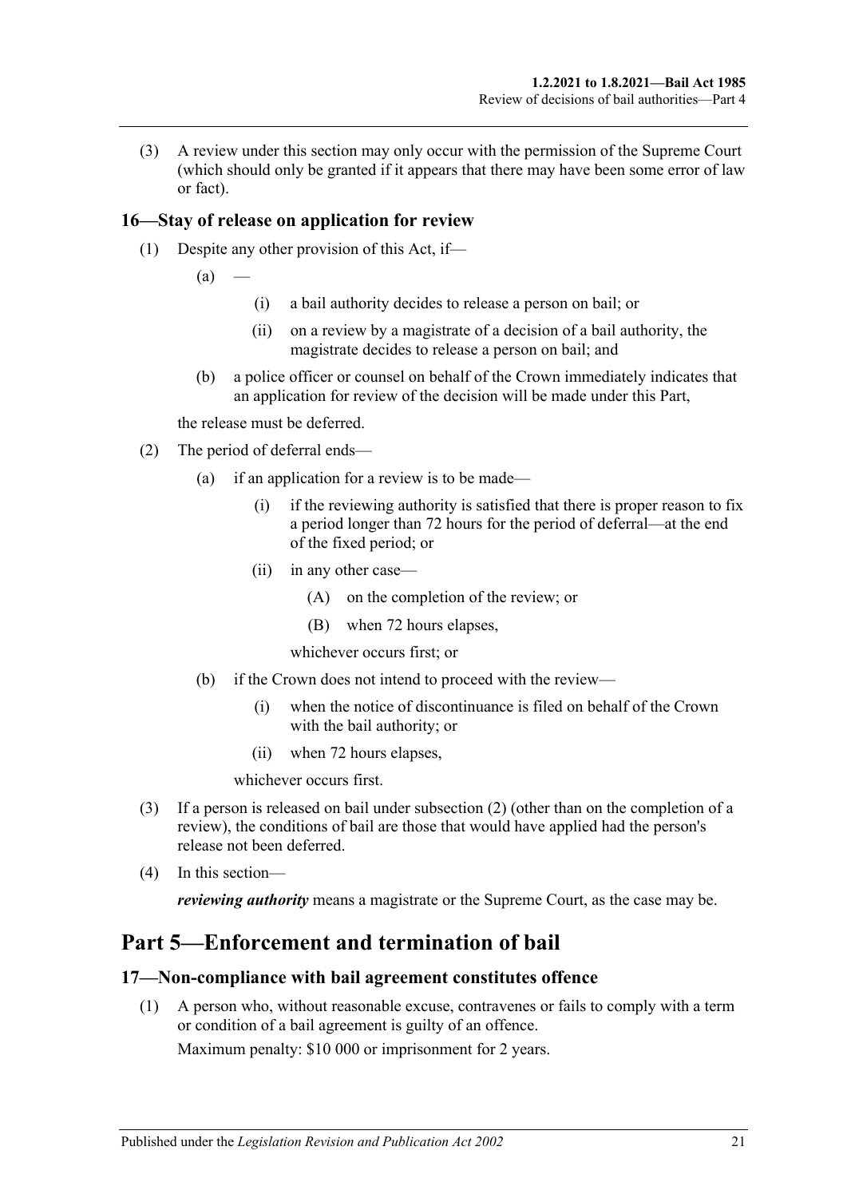(3) A review under this section may only occur with the permission of the Supreme Court (which should only be granted if it appears that there may have been some error of law or fact).

### 16—Stay of release on application for review

(1) Despite any other provision of this Act, if—

(a) —

(i) a bail authority decides to release a person on bail; or

(ii) on a review by a magistrate of a decision of a bail authority, the magistrate decides to release a person on bail; and

(b) a police officer or counsel on behalf of the Crown immediately indicates that an application for review of the decision will be made under this Part,

the release must be deferred.

(2) The period of deferral ends—

(a) if an application for a review is to be made—

(i) if the reviewing authority is satisfied that there is proper reason to fix a period longer than 72 hours for the period of deferral—at the end of the fixed period; or

(ii) in any other case—

(A) on the completion of the review; or

(B) when 72 hours elapses,

whichever occurs first; or

(b) if the Crown does not intend to proceed with the review—

(i) when the notice of discontinuance is filed on behalf of the Crown with the bail authority; or

(ii) when 72 hours elapses,

whichever occurs first.

(3) If a person is released on bail under subsection (2) (other than on the completion of a review), the conditions of bail are those that would have applied had the person's release not been deferred.

(4) In this section—

***reviewing authority*** means a magistrate or the Supreme Court, as the case may be.

## Part 5—Enforcement and termination of bail

### 17—Non-compliance with bail agreement constitutes offence

(1) A person who, without reasonable excuse, contravenes or fails to comply with a term or condition of a bail agreement is guilty of an offence.

Maximum penalty: $10 000 or imprisonment for 2 years.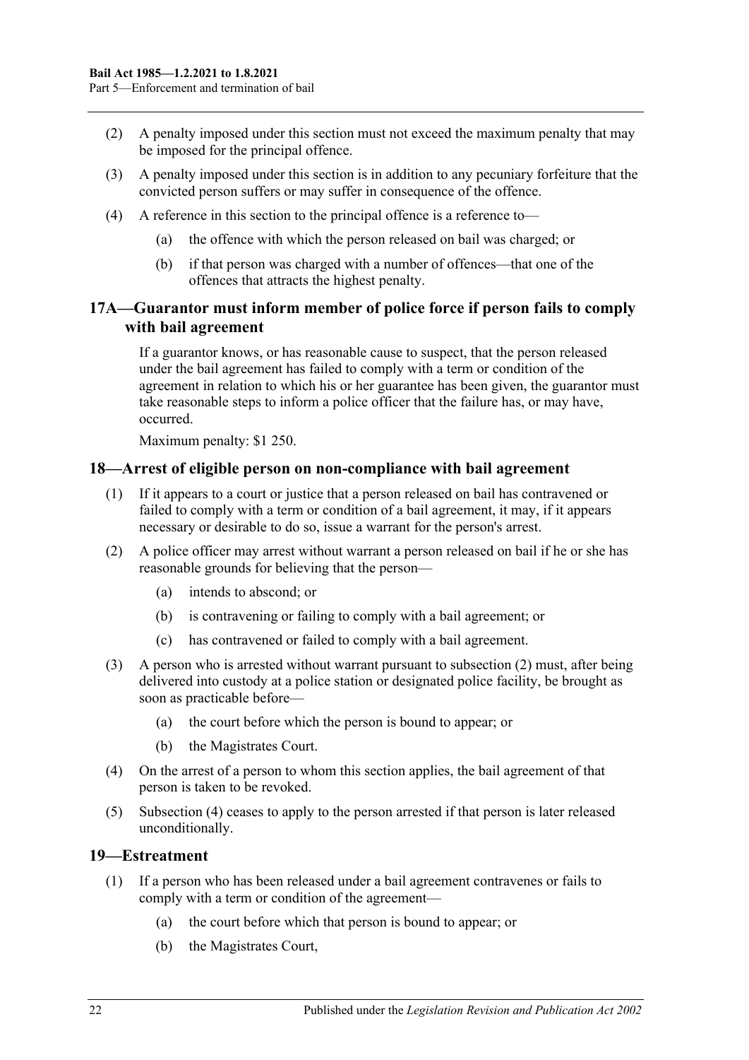(2) A penalty imposed under this section must not exceed the maximum penalty that may be imposed for the principal offence.

(3) A penalty imposed under this section is in addition to any pecuniary forfeiture that the convicted person suffers or may suffer in consequence of the offence.

(4) A reference in this section to the principal offence is a reference to—

(a) the offence with which the person released on bail was charged; or

(b) if that person was charged with a number of offences—that one of the offences that attracts the highest penalty.

## 17A—Guarantor must inform member of police force if person fails to comply with bail agreement

If a guarantor knows, or has reasonable cause to suspect, that the person released under the bail agreement has failed to comply with a term or condition of the agreement in relation to which his or her guarantee has been given, the guarantor must take reasonable steps to inform a police officer that the failure has, or may have, occurred.

Maximum penalty: $1 250.

## 18—Arrest of eligible person on non-compliance with bail agreement

(1) If it appears to a court or justice that a person released on bail has contravened or failed to comply with a term or condition of a bail agreement, it may, if it appears necessary or desirable to do so, issue a warrant for the person's arrest.

(2) A police officer may arrest without warrant a person released on bail if he or she has reasonable grounds for believing that the person—

(a) intends to abscond; or

(b) is contravening or failing to comply with a bail agreement; or

(c) has contravened or failed to comply with a bail agreement.

(3) A person who is arrested without warrant pursuant to subsection (2) must, after being delivered into custody at a police station or designated police facility, be brought as soon as practicable before—

(a) the court before which the person is bound to appear; or

(b) the Magistrates Court.

(4) On the arrest of a person to whom this section applies, the bail agreement of that person is taken to be revoked.

(5) Subsection (4) ceases to apply to the person arrested if that person is later released unconditionally.

## 19—Estreatment

(1) If a person who has been released under a bail agreement contravenes or fails to comply with a term or condition of the agreement—

(a) the court before which that person is bound to appear; or

(b) the Magistrates Court,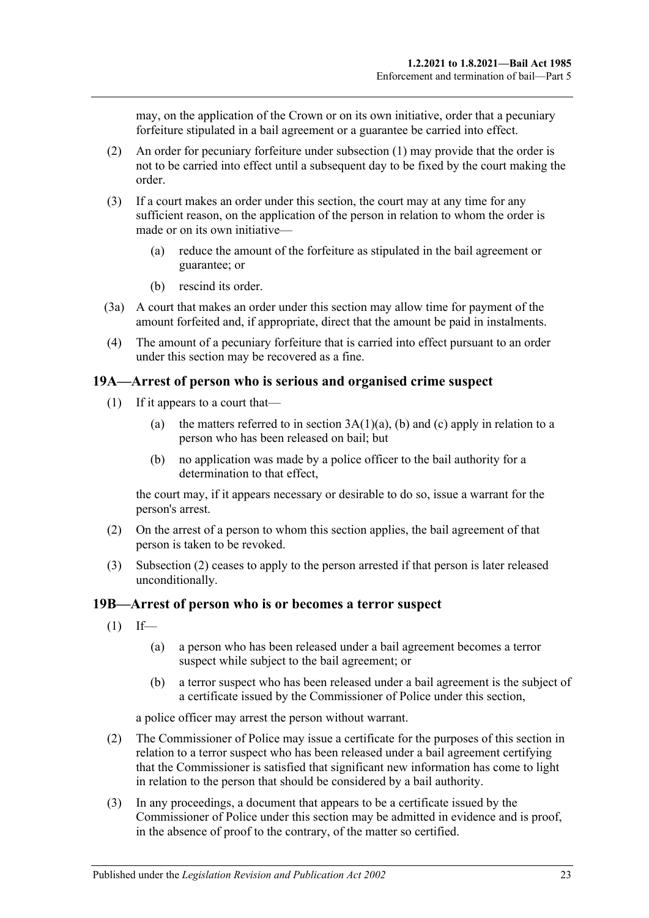may, on the application of the Crown or on its own initiative, order that a pecuniary forfeiture stipulated in a bail agreement or a guarantee be carried into effect.

(2) An order for pecuniary forfeiture under subsection (1) may provide that the order is not to be carried into effect until a subsequent day to be fixed by the court making the order.

(3) If a court makes an order under this section, the court may at any time for any sufficient reason, on the application of the person in relation to whom the order is made or on its own initiative—

(a) reduce the amount of the forfeiture as stipulated in the bail agreement or guarantee; or

(b) rescind its order.

(3a) A court that makes an order under this section may allow time for payment of the amount forfeited and, if appropriate, direct that the amount be paid in instalments.

(4) The amount of a pecuniary forfeiture that is carried into effect pursuant to an order under this section may be recovered as a fine.

## 19A—Arrest of person who is serious and organised crime suspect

(1) If it appears to a court that—

(a) the matters referred to in section 3A(1)(a), (b) and (c) apply in relation to a person who has been released on bail; but

(b) no application was made by a police officer to the bail authority for a determination to that effect,

the court may, if it appears necessary or desirable to do so, issue a warrant for the person's arrest.

(2) On the arrest of a person to whom this section applies, the bail agreement of that person is taken to be revoked.

(3) Subsection (2) ceases to apply to the person arrested if that person is later released unconditionally.

## 19B—Arrest of person who is or becomes a terror suspect

(1) If—

(a) a person who has been released under a bail agreement becomes a terror suspect while subject to the bail agreement; or

(b) a terror suspect who has been released under a bail agreement is the subject of a certificate issued by the Commissioner of Police under this section,

a police officer may arrest the person without warrant.

(2) The Commissioner of Police may issue a certificate for the purposes of this section in relation to a terror suspect who has been released under a bail agreement certifying that the Commissioner is satisfied that significant new information has come to light in relation to the person that should be considered by a bail authority.

(3) In any proceedings, a document that appears to be a certificate issued by the Commissioner of Police under this section may be admitted in evidence and is proof, in the absence of proof to the contrary, of the matter so certified.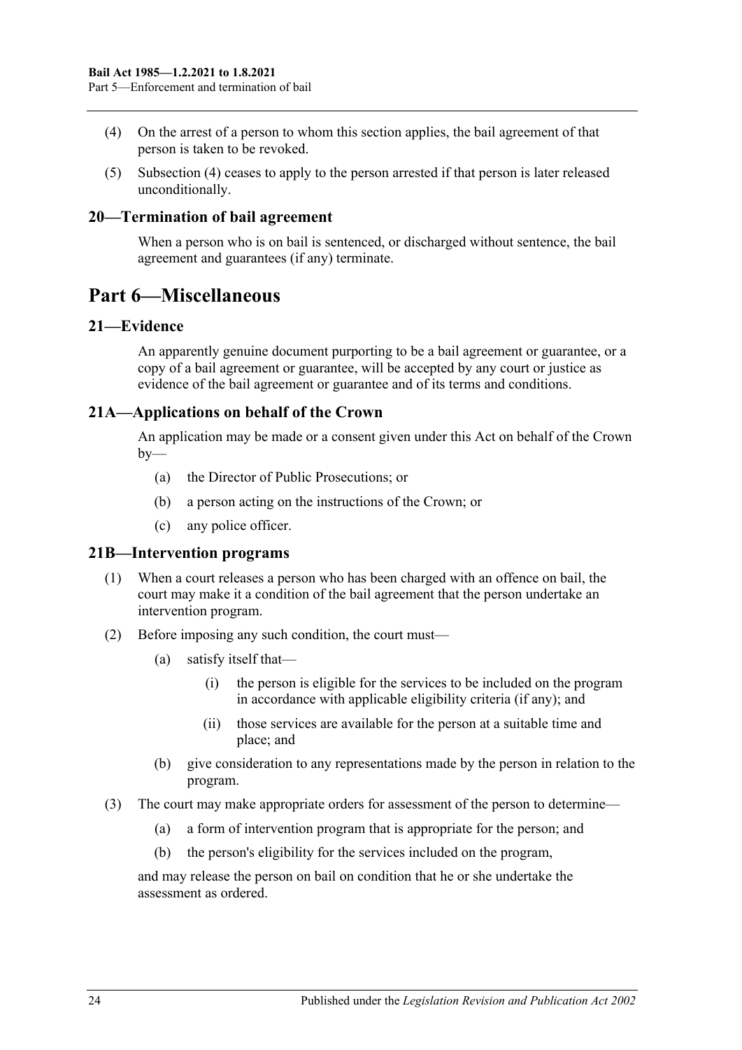(4) On the arrest of a person to whom this section applies, the bail agreement of that person is taken to be revoked.

(5) Subsection (4) ceases to apply to the person arrested if that person is later released unconditionally.

### 20—Termination of bail agreement

When a person who is on bail is sentenced, or discharged without sentence, the bail agreement and guarantees (if any) terminate.

## Part 6—Miscellaneous

### 21—Evidence

An apparently genuine document purporting to be a bail agreement or guarantee, or a copy of a bail agreement or guarantee, will be accepted by any court or justice as evidence of the bail agreement or guarantee and of its terms and conditions.

### 21A—Applications on behalf of the Crown

An application may be made or a consent given under this Act on behalf of the Crown by—

(a) the Director of Public Prosecutions; or

(b) a person acting on the instructions of the Crown; or

(c) any police officer.

### 21B—Intervention programs

(1) When a court releases a person who has been charged with an offence on bail, the court may make it a condition of the bail agreement that the person undertake an intervention program.

(2) Before imposing any such condition, the court must—

(a) satisfy itself that—

(i) the person is eligible for the services to be included on the program in accordance with applicable eligibility criteria (if any); and

(ii) those services are available for the person at a suitable time and place; and

(b) give consideration to any representations made by the person in relation to the program.

(3) The court may make appropriate orders for assessment of the person to determine—

(a) a form of intervention program that is appropriate for the person; and

(b) the person's eligibility for the services included on the program,

and may release the person on bail on condition that he or she undertake the assessment as ordered.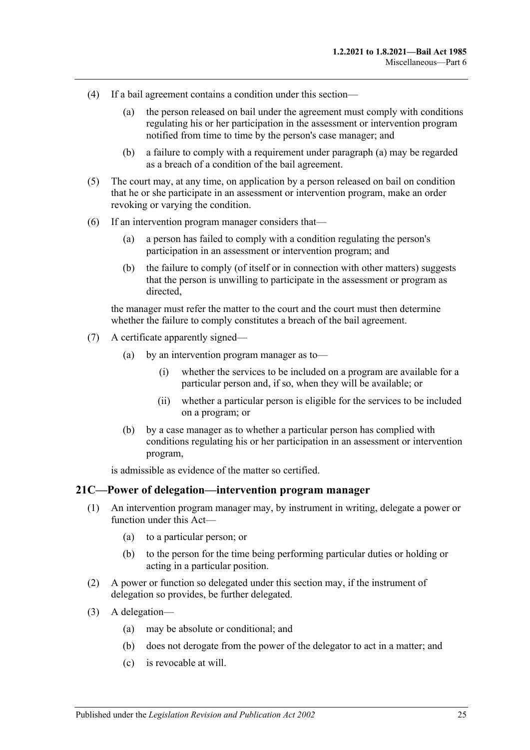(4) If a bail agreement contains a condition under this section—

(a) the person released on bail under the agreement must comply with conditions regulating his or her participation in the assessment or intervention program notified from time to time by the person's case manager; and

(b) a failure to comply with a requirement under paragraph (a) may be regarded as a breach of a condition of the bail agreement.

(5) The court may, at any time, on application by a person released on bail on condition that he or she participate in an assessment or intervention program, make an order revoking or varying the condition.

(6) If an intervention program manager considers that—

(a) a person has failed to comply with a condition regulating the person's participation in an assessment or intervention program; and

(b) the failure to comply (of itself or in connection with other matters) suggests that the person is unwilling to participate in the assessment or program as directed,

the manager must refer the matter to the court and the court must then determine whether the failure to comply constitutes a breach of the bail agreement.

(7) A certificate apparently signed—

(a) by an intervention program manager as to—

(i) whether the services to be included on a program are available for a particular person and, if so, when they will be available; or

(ii) whether a particular person is eligible for the services to be included on a program; or

(b) by a case manager as to whether a particular person has complied with conditions regulating his or her participation in an assessment or intervention program,

is admissible as evidence of the matter so certified.

## 21C—Power of delegation—intervention program manager

(1) An intervention program manager may, by instrument in writing, delegate a power or function under this Act—

(a) to a particular person; or

(b) to the person for the time being performing particular duties or holding or acting in a particular position.

(2) A power or function so delegated under this section may, if the instrument of delegation so provides, be further delegated.

(3) A delegation—

(a) may be absolute or conditional; and

(b) does not derogate from the power of the delegator to act in a matter; and

(c) is revocable at will.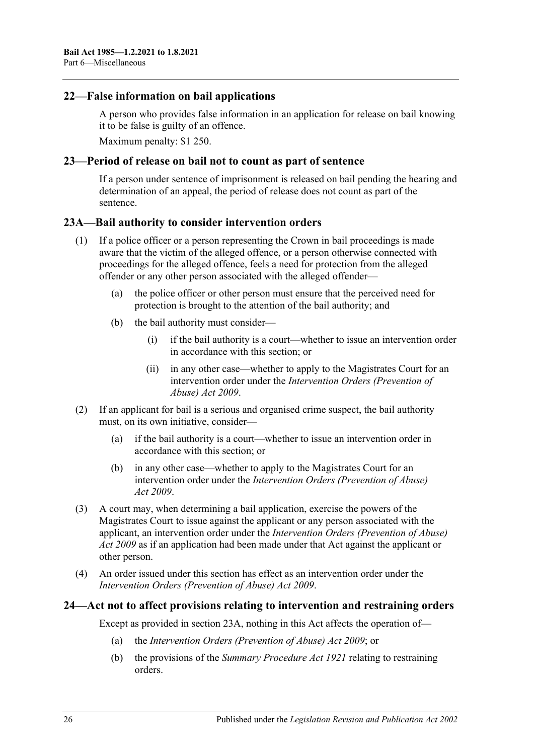## 22—False information on bail applications

A person who provides false information in an application for release on bail knowing it to be false is guilty of an offence.

Maximum penalty: $1 250.

## 23—Period of release on bail not to count as part of sentence

If a person under sentence of imprisonment is released on bail pending the hearing and determination of an appeal, the period of release does not count as part of the sentence.

## 23A—Bail authority to consider intervention orders

(1) If a police officer or a person representing the Crown in bail proceedings is made aware that the victim of the alleged offence, or a person otherwise connected with proceedings for the alleged offence, feels a need for protection from the alleged offender or any other person associated with the alleged offender—

(a) the police officer or other person must ensure that the perceived need for protection is brought to the attention of the bail authority; and

(b) the bail authority must consider—

(i) if the bail authority is a court—whether to issue an intervention order in accordance with this section; or

(ii) in any other case—whether to apply to the Magistrates Court for an intervention order under the *Intervention Orders (Prevention of Abuse) Act 2009*.

(2) If an applicant for bail is a serious and organised crime suspect, the bail authority must, on its own initiative, consider—

(a) if the bail authority is a court—whether to issue an intervention order in accordance with this section; or

(b) in any other case—whether to apply to the Magistrates Court for an intervention order under the *Intervention Orders (Prevention of Abuse) Act 2009*.

(3) A court may, when determining a bail application, exercise the powers of the Magistrates Court to issue against the applicant or any person associated with the applicant, an intervention order under the *Intervention Orders (Prevention of Abuse) Act 2009* as if an application had been made under that Act against the applicant or other person.

(4) An order issued under this section has effect as an intervention order under the *Intervention Orders (Prevention of Abuse) Act 2009*.

## 24—Act not to affect provisions relating to intervention and restraining orders

Except as provided in section 23A, nothing in this Act affects the operation of—

(a) the *Intervention Orders (Prevention of Abuse) Act 2009*; or

(b) the provisions of the *Summary Procedure Act 1921* relating to restraining orders.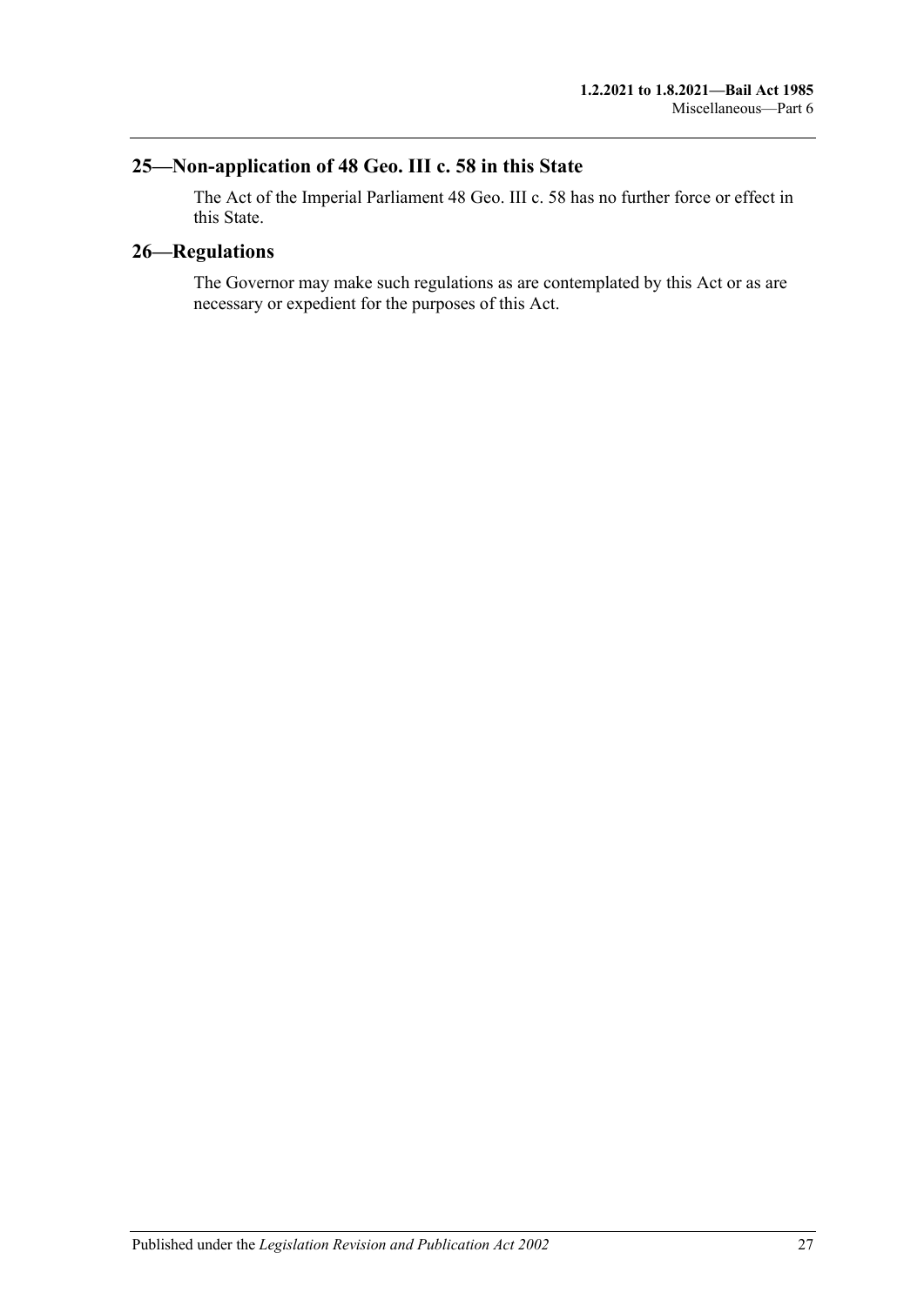## 25—Non-application of 48 Geo. III c. 58 in this State

The Act of the Imperial Parliament 48 Geo. III c. 58 has no further force or effect in this State.

## 26—Regulations

The Governor may make such regulations as are contemplated by this Act or as are necessary or expedient for the purposes of this Act.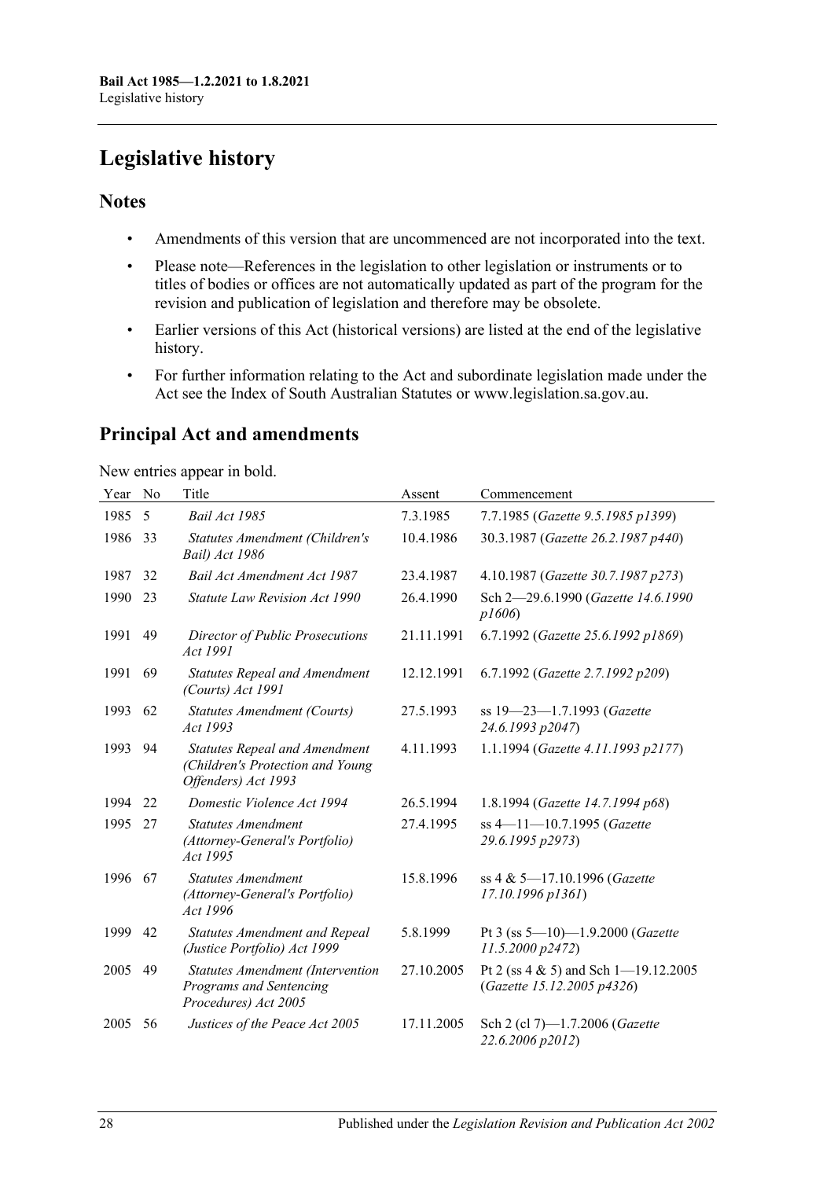# Legislative history

## Notes

- Amendments of this version that are uncommenced are not incorporated into the text.
- Please note—References in the legislation to other legislation or instruments or to titles of bodies or offices are not automatically updated as part of the program for the revision and publication of legislation and therefore may be obsolete.
- Earlier versions of this Act (historical versions) are listed at the end of the legislative history.
- For further information relating to the Act and subordinate legislation made under the Act see the Index of South Australian Statutes or www.legislation.sa.gov.au.

## Principal Act and amendments

New entries appear in bold.

| Year | No | Title | Assent | Commencement |
|---|---|---|---|---|
| 1985 | 5 | *Bail Act 1985* | 7.3.1985 | 7.7.1985 (*Gazette 9.5.1985 p1399*) |
| 1986 | 33 | *Statutes Amendment (Children's Bail) Act 1986* | 10.4.1986 | 30.3.1987 (*Gazette 26.2.1987 p440*) |
| 1987 | 32 | *Bail Act Amendment Act 1987* | 23.4.1987 | 4.10.1987 (*Gazette 30.7.1987 p273*) |
| 1990 | 23 | *Statute Law Revision Act 1990* | 26.4.1990 | Sch 2—29.6.1990 (*Gazette 14.6.1990 p1606*) |
| 1991 | 49 | *Director of Public Prosecutions Act 1991* | 21.11.1991 | 6.7.1992 (*Gazette 25.6.1992 p1869*) |
| 1991 | 69 | *Statutes Repeal and Amendment (Courts) Act 1991* | 12.12.1991 | 6.7.1992 (*Gazette 2.7.1992 p209*) |
| 1993 | 62 | *Statutes Amendment (Courts) Act 1993* | 27.5.1993 | ss 19—23—1.7.1993 (*Gazette 24.6.1993 p2047*) |
| 1993 | 94 | *Statutes Repeal and Amendment (Children's Protection and Young Offenders) Act 1993* | 4.11.1993 | 1.1.1994 (*Gazette 4.11.1993 p2177*) |
| 1994 | 22 | *Domestic Violence Act 1994* | 26.5.1994 | 1.8.1994 (*Gazette 14.7.1994 p68*) |
| 1995 | 27 | *Statutes Amendment (Attorney-General's Portfolio) Act 1995* | 27.4.1995 | ss 4—11—10.7.1995 (*Gazette 29.6.1995 p2973*) |
| 1996 | 67 | *Statutes Amendment (Attorney-General's Portfolio) Act 1996* | 15.8.1996 | ss 4 & 5—17.10.1996 (*Gazette 17.10.1996 p1361*) |
| 1999 | 42 | *Statutes Amendment and Repeal (Justice Portfolio) Act 1999* | 5.8.1999 | Pt 3 (ss 5—10)—1.9.2000 (*Gazette 11.5.2000 p2472*) |
| 2005 | 49 | *Statutes Amendment (Intervention Programs and Sentencing Procedures) Act 2005* | 27.10.2005 | Pt 2 (ss 4 & 5) and Sch 1—19.12.2005 (*Gazette 15.12.2005 p4326*) |
| 2005 | 56 | *Justices of the Peace Act 2005* | 17.11.2005 | Sch 2 (cl 7)—1.7.2006 (*Gazette 22.6.2006 p2012*) |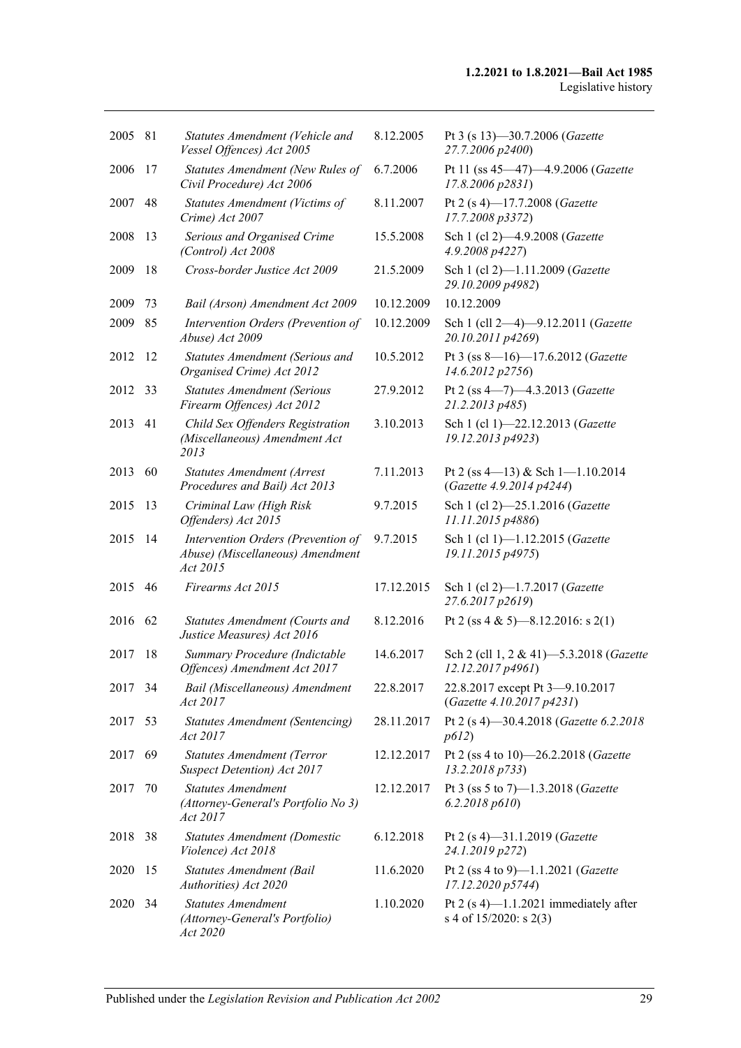| | | | | |
|---|---|---|---|---|
| 2005 | 81 | *Statutes Amendment (Vehicle and Vessel Offences) Act 2005* | 8.12.2005 | Pt 3 (s 13)—30.7.2006 (*Gazette 27.7.2006 p2400*) |
| 2006 | 17 | *Statutes Amendment (New Rules of Civil Procedure) Act 2006* | 6.7.2006 | Pt 11 (ss 45—47)—4.9.2006 (*Gazette 17.8.2006 p2831*) |
| 2007 | 48 | *Statutes Amendment (Victims of Crime) Act 2007* | 8.11.2007 | Pt 2 (s 4)—17.7.2008 (*Gazette 17.7.2008 p3372*) |
| 2008 | 13 | *Serious and Organised Crime (Control) Act 2008* | 15.5.2008 | Sch 1 (cl 2)—4.9.2008 (*Gazette 4.9.2008 p4227*) |
| 2009 | 18 | *Cross-border Justice Act 2009* | 21.5.2009 | Sch 1 (cl 2)—1.11.2009 (*Gazette 29.10.2009 p4982*) |
| 2009 | 73 | *Bail (Arson) Amendment Act 2009* | 10.12.2009 | 10.12.2009 |
| 2009 | 85 | *Intervention Orders (Prevention of Abuse) Act 2009* | 10.12.2009 | Sch 1 (cll 2—4)—9.12.2011 (*Gazette 20.10.2011 p4269*) |
| 2012 | 12 | *Statutes Amendment (Serious and Organised Crime) Act 2012* | 10.5.2012 | Pt 3 (ss 8—16)—17.6.2012 (*Gazette 14.6.2012 p2756*) |
| 2012 | 33 | *Statutes Amendment (Serious Firearm Offences) Act 2012* | 27.9.2012 | Pt 2 (ss 4—7)—4.3.2013 (*Gazette 21.2.2013 p485*) |
| 2013 | 41 | *Child Sex Offenders Registration (Miscellaneous) Amendment Act 2013* | 3.10.2013 | Sch 1 (cl 1)—22.12.2013 (*Gazette 19.12.2013 p4923*) |
| 2013 | 60 | *Statutes Amendment (Arrest Procedures and Bail) Act 2013* | 7.11.2013 | Pt 2 (ss 4—13) & Sch 1—1.10.2014 (*Gazette 4.9.2014 p4244*) |
| 2015 | 13 | *Criminal Law (High Risk Offenders) Act 2015* | 9.7.2015 | Sch 1 (cl 2)—25.1.2016 (*Gazette 11.11.2015 p4886*) |
| 2015 | 14 | *Intervention Orders (Prevention of Abuse) (Miscellaneous) Amendment Act 2015* | 9.7.2015 | Sch 1 (cl 1)—1.12.2015 (*Gazette 19.11.2015 p4975*) |
| 2015 | 46 | *Firearms Act 2015* | 17.12.2015 | Sch 1 (cl 2)—1.7.2017 (*Gazette 27.6.2017 p2619*) |
| 2016 | 62 | *Statutes Amendment (Courts and Justice Measures) Act 2016* | 8.12.2016 | Pt 2 (ss 4 & 5)—8.12.2016: s 2(1) |
| 2017 | 18 | *Summary Procedure (Indictable Offences) Amendment Act 2017* | 14.6.2017 | Sch 2 (cll 1, 2 & 41)—5.3.2018 (*Gazette 12.12.2017 p4961*) |
| 2017 | 34 | *Bail (Miscellaneous) Amendment Act 2017* | 22.8.2017 | 22.8.2017 except Pt 3—9.10.2017 (*Gazette 4.10.2017 p4231*) |
| 2017 | 53 | *Statutes Amendment (Sentencing) Act 2017* | 28.11.2017 | Pt 2 (s 4)—30.4.2018 (*Gazette 6.2.2018 p612*) |
| 2017 | 69 | *Statutes Amendment (Terror Suspect Detention) Act 2017* | 12.12.2017 | Pt 2 (ss 4 to 10)—26.2.2018 (*Gazette 13.2.2018 p733*) |
| 2017 | 70 | *Statutes Amendment (Attorney-General's Portfolio No 3) Act 2017* | 12.12.2017 | Pt 3 (ss 5 to 7)—1.3.2018 (*Gazette 6.2.2018 p610*) |
| 2018 | 38 | *Statutes Amendment (Domestic Violence) Act 2018* | 6.12.2018 | Pt 2 (s 4)—31.1.2019 (*Gazette 24.1.2019 p272*) |
| 2020 | 15 | *Statutes Amendment (Bail Authorities) Act 2020* | 11.6.2020 | Pt 2 (ss 4 to 9)—1.1.2021 (*Gazette 17.12.2020 p5744*) |
| 2020 | 34 | *Statutes Amendment (Attorney-General's Portfolio) Act 2020* | 1.10.2020 | Pt 2 (s 4)—1.1.2021 immediately after s 4 of 15/2020: s 2(3) |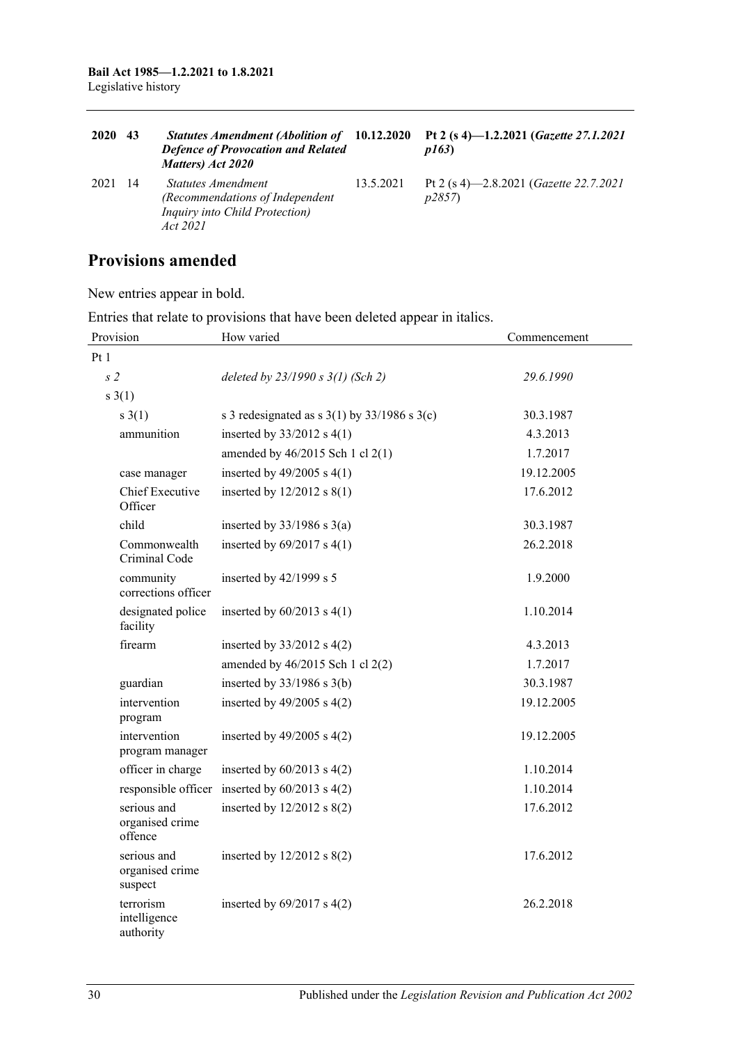| | | | | |
|---|---|---|---|---|
| **2020** | **43** | ***Statutes Amendment (Abolition of Defence of Provocation and Related Matters) Act 2020*** | **10.12.2020** | **Pt 2 (s 4)—1.2.2021 (*Gazette 27.1.2021 p163*)** |
| 2021 | 14 | *Statutes Amendment (Recommendations of Independent Inquiry into Child Protection) Act 2021* | 13.5.2021 | Pt 2 (s 4)—2.8.2021 (*Gazette 22.7.2021 p2857*) |

## Provisions amended

New entries appear in bold.

Entries that relate to provisions that have been deleted appear in italics.

| Provision | How varied | Commencement |
|---|---|---|
| Pt 1 | | |
| *s 2* | *deleted by 23/1990 s 3(1) (Sch 2)* | *29.6.1990* |
| s 3(1) | | |
| s 3(1) | s 3 redesignated as s 3(1) by 33/1986 s 3(c) | 30.3.1987 |
| ammunition | inserted by 33/2012 s 4(1) | 4.3.2013 |
| | amended by 46/2015 Sch 1 cl 2(1) | 1.7.2017 |
| case manager | inserted by 49/2005 s 4(1) | 19.12.2005 |
| Chief Executive Officer | inserted by 12/2012 s 8(1) | 17.6.2012 |
| child | inserted by 33/1986 s 3(a) | 30.3.1987 |
| Commonwealth Criminal Code | inserted by 69/2017 s 4(1) | 26.2.2018 |
| community corrections officer | inserted by 42/1999 s 5 | 1.9.2000 |
| designated police facility | inserted by 60/2013 s 4(1) | 1.10.2014 |
| firearm | inserted by 33/2012 s 4(2) | 4.3.2013 |
| | amended by 46/2015 Sch 1 cl 2(2) | 1.7.2017 |
| guardian | inserted by 33/1986 s 3(b) | 30.3.1987 |
| intervention program | inserted by 49/2005 s 4(2) | 19.12.2005 |
| intervention program manager | inserted by 49/2005 s 4(2) | 19.12.2005 |
| officer in charge | inserted by 60/2013 s 4(2) | 1.10.2014 |
| responsible officer | inserted by 60/2013 s 4(2) | 1.10.2014 |
| serious and organised crime offence | inserted by 12/2012 s 8(2) | 17.6.2012 |
| serious and organised crime suspect | inserted by 12/2012 s 8(2) | 17.6.2012 |
| terrorism intelligence authority | inserted by 69/2017 s 4(2) | 26.2.2018 |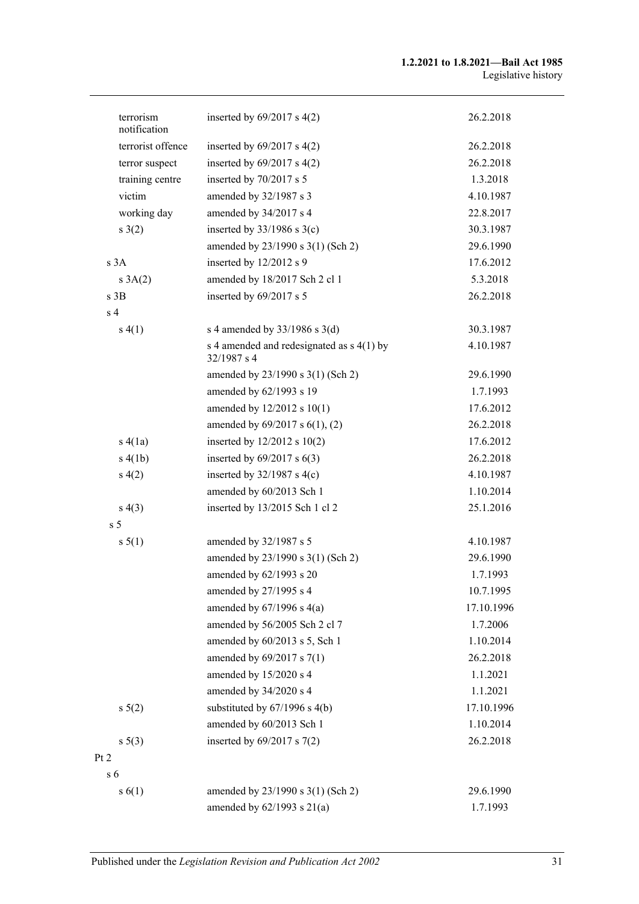| | | |
|---|---|---|
| terrorism notification | inserted by 69/2017 s 4(2) | 26.2.2018 |
| terrorist offence | inserted by 69/2017 s 4(2) | 26.2.2018 |
| terror suspect | inserted by 69/2017 s 4(2) | 26.2.2018 |
| training centre | inserted by 70/2017 s 5 | 1.3.2018 |
| victim | amended by 32/1987 s 3 | 4.10.1987 |
| working day | amended by 34/2017 s 4 | 22.8.2017 |
| s 3(2) | inserted by 33/1986 s 3(c) | 30.3.1987 |
| | amended by 23/1990 s 3(1) (Sch 2) | 29.6.1990 |
| s 3A | inserted by 12/2012 s 9 | 17.6.2012 |
| s 3A(2) | amended by 18/2017 Sch 2 cl 1 | 5.3.2018 |
| s 3B | inserted by 69/2017 s 5 | 26.2.2018 |
| s 4 | | |
| s 4(1) | s 4 amended by 33/1986 s 3(d) | 30.3.1987 |
| | s 4 amended and redesignated as s 4(1) by 32/1987 s 4 | 4.10.1987 |
| | amended by 23/1990 s 3(1) (Sch 2) | 29.6.1990 |
| | amended by 62/1993 s 19 | 1.7.1993 |
| | amended by 12/2012 s 10(1) | 17.6.2012 |
| | amended by 69/2017 s 6(1), (2) | 26.2.2018 |
| s 4(1a) | inserted by 12/2012 s 10(2) | 17.6.2012 |
| s 4(1b) | inserted by 69/2017 s 6(3) | 26.2.2018 |
| s 4(2) | inserted by 32/1987 s 4(c) | 4.10.1987 |
| | amended by 60/2013 Sch 1 | 1.10.2014 |
| s 4(3) | inserted by 13/2015 Sch 1 cl 2 | 25.1.2016 |
| s 5 | | |
| s 5(1) | amended by 32/1987 s 5 | 4.10.1987 |
| | amended by 23/1990 s 3(1) (Sch 2) | 29.6.1990 |
| | amended by 62/1993 s 20 | 1.7.1993 |
| | amended by 27/1995 s 4 | 10.7.1995 |
| | amended by 67/1996 s 4(a) | 17.10.1996 |
| | amended by 56/2005 Sch 2 cl 7 | 1.7.2006 |
| | amended by 60/2013 s 5, Sch 1 | 1.10.2014 |
| | amended by 69/2017 s 7(1) | 26.2.2018 |
| | amended by 15/2020 s 4 | 1.1.2021 |
| | amended by 34/2020 s 4 | 1.1.2021 |
| s 5(2) | substituted by 67/1996 s 4(b) | 17.10.1996 |
| | amended by 60/2013 Sch 1 | 1.10.2014 |
| s 5(3) | inserted by 69/2017 s 7(2) | 26.2.2018 |
| Pt 2 | | |
| s 6 | | |
| s 6(1) | amended by 23/1990 s 3(1) (Sch 2) | 29.6.1990 |
| | amended by 62/1993 s 21(a) | 1.7.1993 |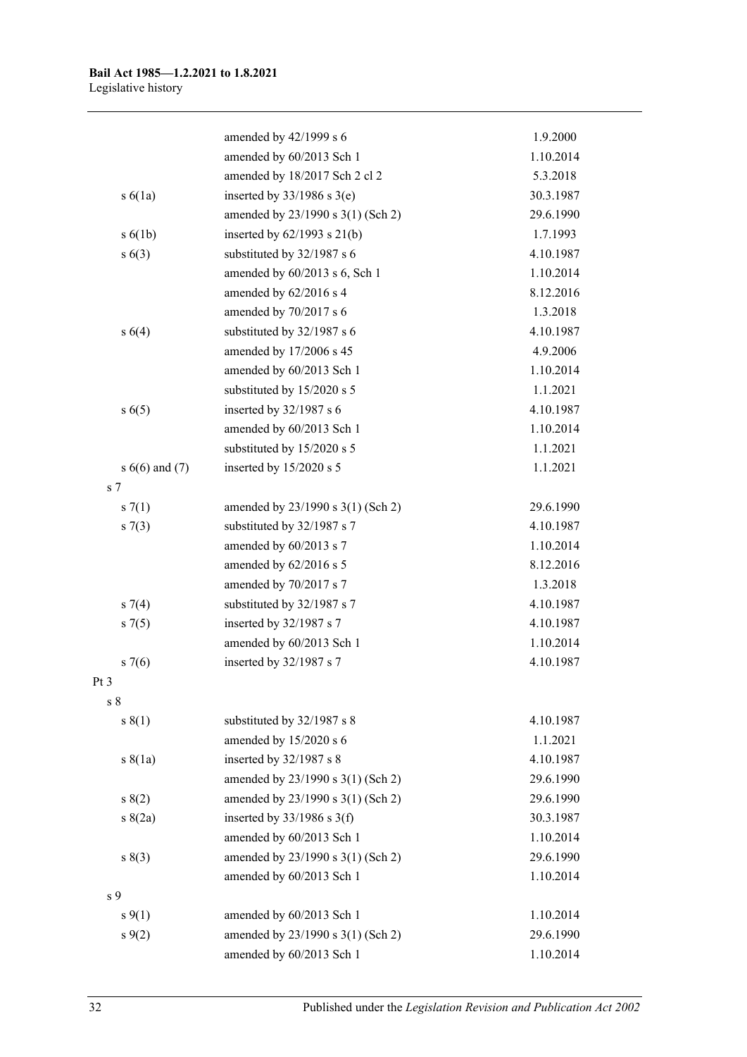| | | |
|---|---|---|
| | amended by 42/1999 s 6 | 1.9.2000 |
| | amended by 60/2013 Sch 1 | 1.10.2014 |
| | amended by 18/2017 Sch 2 cl 2 | 5.3.2018 |
| s 6(1a) | inserted by 33/1986 s 3(e) | 30.3.1987 |
| | amended by 23/1990 s 3(1) (Sch 2) | 29.6.1990 |
| s 6(1b) | inserted by 62/1993 s 21(b) | 1.7.1993 |
| s 6(3) | substituted by 32/1987 s 6 | 4.10.1987 |
| | amended by 60/2013 s 6, Sch 1 | 1.10.2014 |
| | amended by 62/2016 s 4 | 8.12.2016 |
| | amended by 70/2017 s 6 | 1.3.2018 |
| s 6(4) | substituted by 32/1987 s 6 | 4.10.1987 |
| | amended by 17/2006 s 45 | 4.9.2006 |
| | amended by 60/2013 Sch 1 | 1.10.2014 |
| | substituted by 15/2020 s 5 | 1.1.2021 |
| s 6(5) | inserted by 32/1987 s 6 | 4.10.1987 |
| | amended by 60/2013 Sch 1 | 1.10.2014 |
| | substituted by 15/2020 s 5 | 1.1.2021 |
| s 6(6) and (7) | inserted by 15/2020 s 5 | 1.1.2021 |
| s 7 | | |
| s 7(1) | amended by 23/1990 s 3(1) (Sch 2) | 29.6.1990 |
| s 7(3) | substituted by 32/1987 s 7 | 4.10.1987 |
| | amended by 60/2013 s 7 | 1.10.2014 |
| | amended by 62/2016 s 5 | 8.12.2016 |
| | amended by 70/2017 s 7 | 1.3.2018 |
| s 7(4) | substituted by 32/1987 s 7 | 4.10.1987 |
| s 7(5) | inserted by 32/1987 s 7 | 4.10.1987 |
| | amended by 60/2013 Sch 1 | 1.10.2014 |
| s 7(6) | inserted by 32/1987 s 7 | 4.10.1987 |
| Pt 3 | | |
| s 8 | | |
| s 8(1) | substituted by 32/1987 s 8 | 4.10.1987 |
| | amended by 15/2020 s 6 | 1.1.2021 |
| s 8(1a) | inserted by 32/1987 s 8 | 4.10.1987 |
| | amended by 23/1990 s 3(1) (Sch 2) | 29.6.1990 |
| s 8(2) | amended by 23/1990 s 3(1) (Sch 2) | 29.6.1990 |
| s 8(2a) | inserted by 33/1986 s 3(f) | 30.3.1987 |
| | amended by 60/2013 Sch 1 | 1.10.2014 |
| s 8(3) | amended by 23/1990 s 3(1) (Sch 2) | 29.6.1990 |
| | amended by 60/2013 Sch 1 | 1.10.2014 |
| s 9 | | |
| s 9(1) | amended by 60/2013 Sch 1 | 1.10.2014 |
| s 9(2) | amended by 23/1990 s 3(1) (Sch 2) | 29.6.1990 |
| | amended by 60/2013 Sch 1 | 1.10.2014 |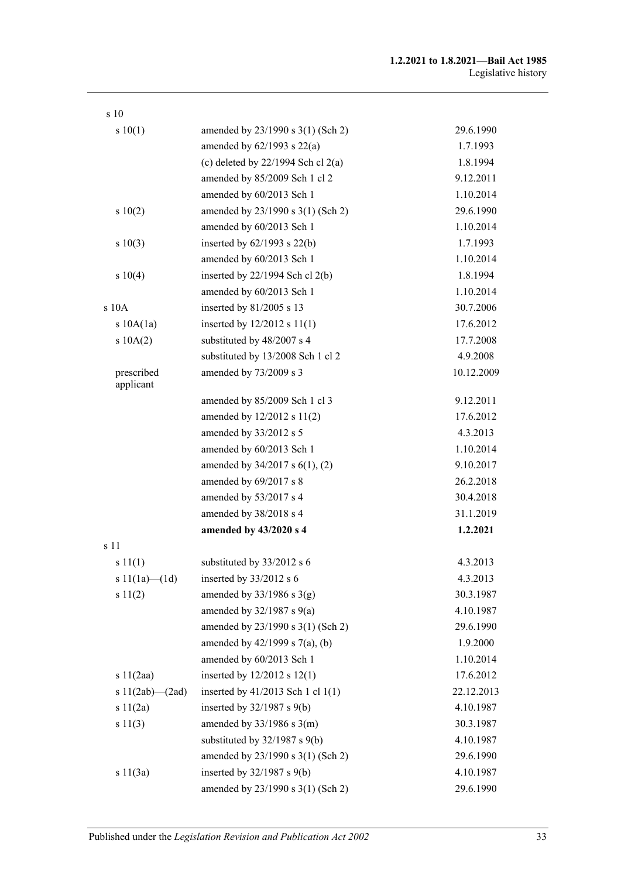| | | |
|---|---|---|
| s 10 | | |
| s 10(1) | amended by 23/1990 s 3(1) (Sch 2) | 29.6.1990 |
| | amended by 62/1993 s 22(a) | 1.7.1993 |
| | (c) deleted by 22/1994 Sch cl 2(a) | 1.8.1994 |
| | amended by 85/2009 Sch 1 cl 2 | 9.12.2011 |
| | amended by 60/2013 Sch 1 | 1.10.2014 |
| s 10(2) | amended by 23/1990 s 3(1) (Sch 2) | 29.6.1990 |
| | amended by 60/2013 Sch 1 | 1.10.2014 |
| s 10(3) | inserted by 62/1993 s 22(b) | 1.7.1993 |
| | amended by 60/2013 Sch 1 | 1.10.2014 |
| s 10(4) | inserted by 22/1994 Sch cl 2(b) | 1.8.1994 |
| | amended by 60/2013 Sch 1 | 1.10.2014 |
| s 10A | inserted by 81/2005 s 13 | 30.7.2006 |
| s 10A(1a) | inserted by 12/2012 s 11(1) | 17.6.2012 |
| s 10A(2) | substituted by 48/2007 s 4 | 17.7.2008 |
| | substituted by 13/2008 Sch 1 cl 2 | 4.9.2008 |
| prescribed applicant | amended by 73/2009 s 3 | 10.12.2009 |
| | amended by 85/2009 Sch 1 cl 3 | 9.12.2011 |
| | amended by 12/2012 s 11(2) | 17.6.2012 |
| | amended by 33/2012 s 5 | 4.3.2013 |
| | amended by 60/2013 Sch 1 | 1.10.2014 |
| | amended by 34/2017 s 6(1), (2) | 9.10.2017 |
| | amended by 69/2017 s 8 | 26.2.2018 |
| | amended by 53/2017 s 4 | 30.4.2018 |
| | amended by 38/2018 s 4 | 31.1.2019 |
| | **amended by 43/2020 s 4** | **1.2.2021** |
| s 11 | | |
| s 11(1) | substituted by 33/2012 s 6 | 4.3.2013 |
| s 11(1a)—(1d) | inserted by 33/2012 s 6 | 4.3.2013 |
| s 11(2) | amended by 33/1986 s 3(g) | 30.3.1987 |
| | amended by 32/1987 s 9(a) | 4.10.1987 |
| | amended by 23/1990 s 3(1) (Sch 2) | 29.6.1990 |
| | amended by 42/1999 s 7(a), (b) | 1.9.2000 |
| | amended by 60/2013 Sch 1 | 1.10.2014 |
| s 11(2aa) | inserted by 12/2012 s 12(1) | 17.6.2012 |
| s 11(2ab)—(2ad) | inserted by 41/2013 Sch 1 cl 1(1) | 22.12.2013 |
| s 11(2a) | inserted by 32/1987 s 9(b) | 4.10.1987 |
| s 11(3) | amended by 33/1986 s 3(m) | 30.3.1987 |
| | substituted by 32/1987 s 9(b) | 4.10.1987 |
| | amended by 23/1990 s 3(1) (Sch 2) | 29.6.1990 |
| s 11(3a) | inserted by 32/1987 s 9(b) | 4.10.1987 |
| | amended by 23/1990 s 3(1) (Sch 2) | 29.6.1990 |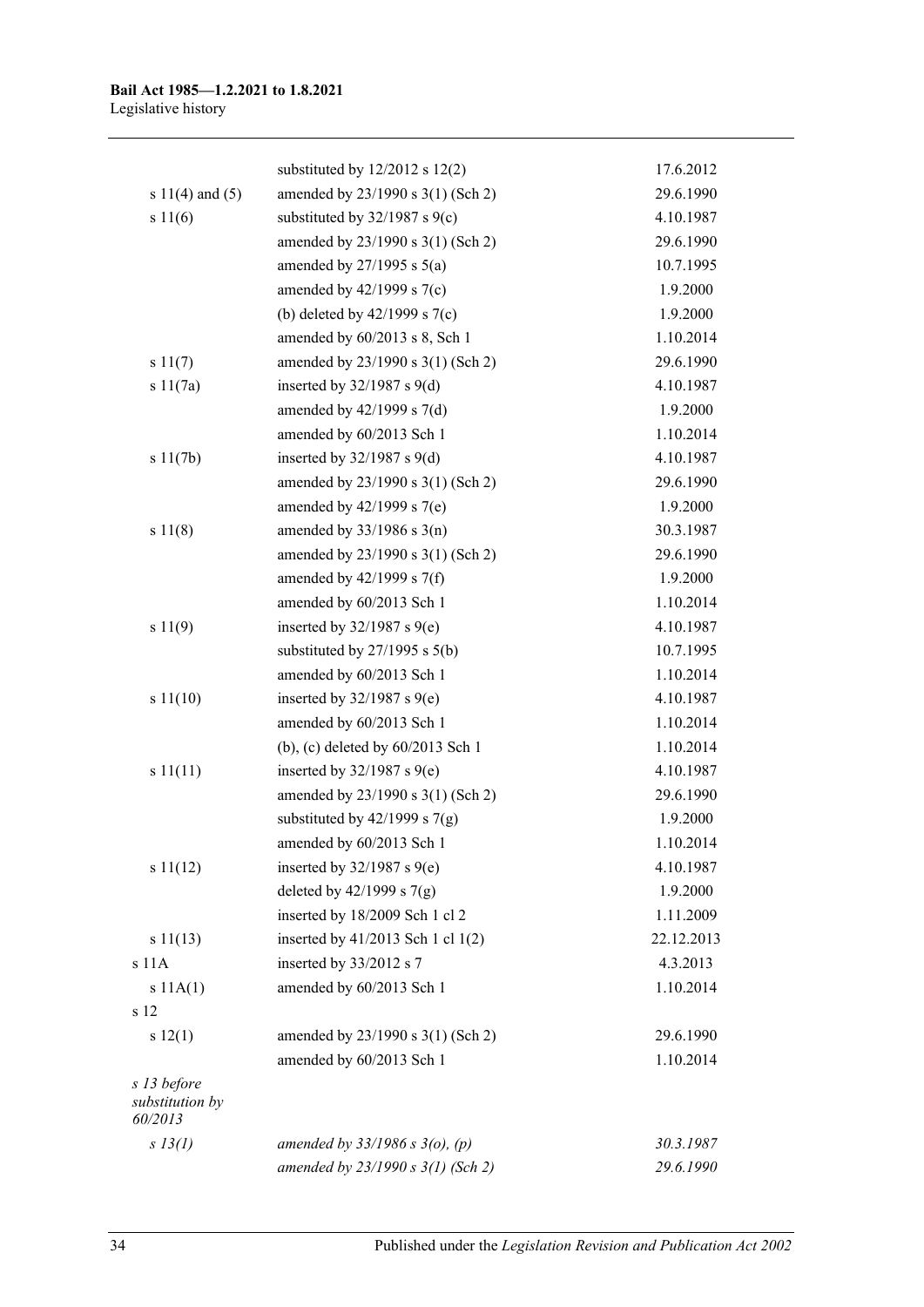| | | |
|---|---|---|
| | substituted by 12/2012 s 12(2) | 17.6.2012 |
| s 11(4) and (5) | amended by 23/1990 s 3(1) (Sch 2) | 29.6.1990 |
| s 11(6) | substituted by 32/1987 s 9(c) | 4.10.1987 |
| | amended by 23/1990 s 3(1) (Sch 2) | 29.6.1990 |
| | amended by 27/1995 s 5(a) | 10.7.1995 |
| | amended by 42/1999 s 7(c) | 1.9.2000 |
| | (b) deleted by 42/1999 s 7(c) | 1.9.2000 |
| | amended by 60/2013 s 8, Sch 1 | 1.10.2014 |
| s 11(7) | amended by 23/1990 s 3(1) (Sch 2) | 29.6.1990 |
| s 11(7a) | inserted by 32/1987 s 9(d) | 4.10.1987 |
| | amended by 42/1999 s 7(d) | 1.9.2000 |
| | amended by 60/2013 Sch 1 | 1.10.2014 |
| s 11(7b) | inserted by 32/1987 s 9(d) | 4.10.1987 |
| | amended by 23/1990 s 3(1) (Sch 2) | 29.6.1990 |
| | amended by 42/1999 s 7(e) | 1.9.2000 |
| s 11(8) | amended by 33/1986 s 3(n) | 30.3.1987 |
| | amended by 23/1990 s 3(1) (Sch 2) | 29.6.1990 |
| | amended by 42/1999 s 7(f) | 1.9.2000 |
| | amended by 60/2013 Sch 1 | 1.10.2014 |
| s 11(9) | inserted by 32/1987 s 9(e) | 4.10.1987 |
| | substituted by 27/1995 s 5(b) | 10.7.1995 |
| | amended by 60/2013 Sch 1 | 1.10.2014 |
| s 11(10) | inserted by 32/1987 s 9(e) | 4.10.1987 |
| | amended by 60/2013 Sch 1 | 1.10.2014 |
| | (b), (c) deleted by 60/2013 Sch 1 | 1.10.2014 |
| s 11(11) | inserted by 32/1987 s 9(e) | 4.10.1987 |
| | amended by 23/1990 s 3(1) (Sch 2) | 29.6.1990 |
| | substituted by 42/1999 s 7(g) | 1.9.2000 |
| | amended by 60/2013 Sch 1 | 1.10.2014 |
| s 11(12) | inserted by 32/1987 s 9(e) | 4.10.1987 |
| | deleted by 42/1999 s 7(g) | 1.9.2000 |
| | inserted by 18/2009 Sch 1 cl 2 | 1.11.2009 |
| s 11(13) | inserted by 41/2013 Sch 1 cl 1(2) | 22.12.2013 |
| s 11A | inserted by 33/2012 s 7 | 4.3.2013 |
| s 11A(1) | amended by 60/2013 Sch 1 | 1.10.2014 |
| s 12 | | |
| s 12(1) | amended by 23/1990 s 3(1) (Sch 2) | 29.6.1990 |
| | amended by 60/2013 Sch 1 | 1.10.2014 |
| *s 13 before substitution by 60/2013* | | |
| *s 13(1)* | *amended by 33/1986 s 3(o), (p)* | *30.3.1987* |
| | *amended by 23/1990 s 3(1) (Sch 2)* | *29.6.1990* |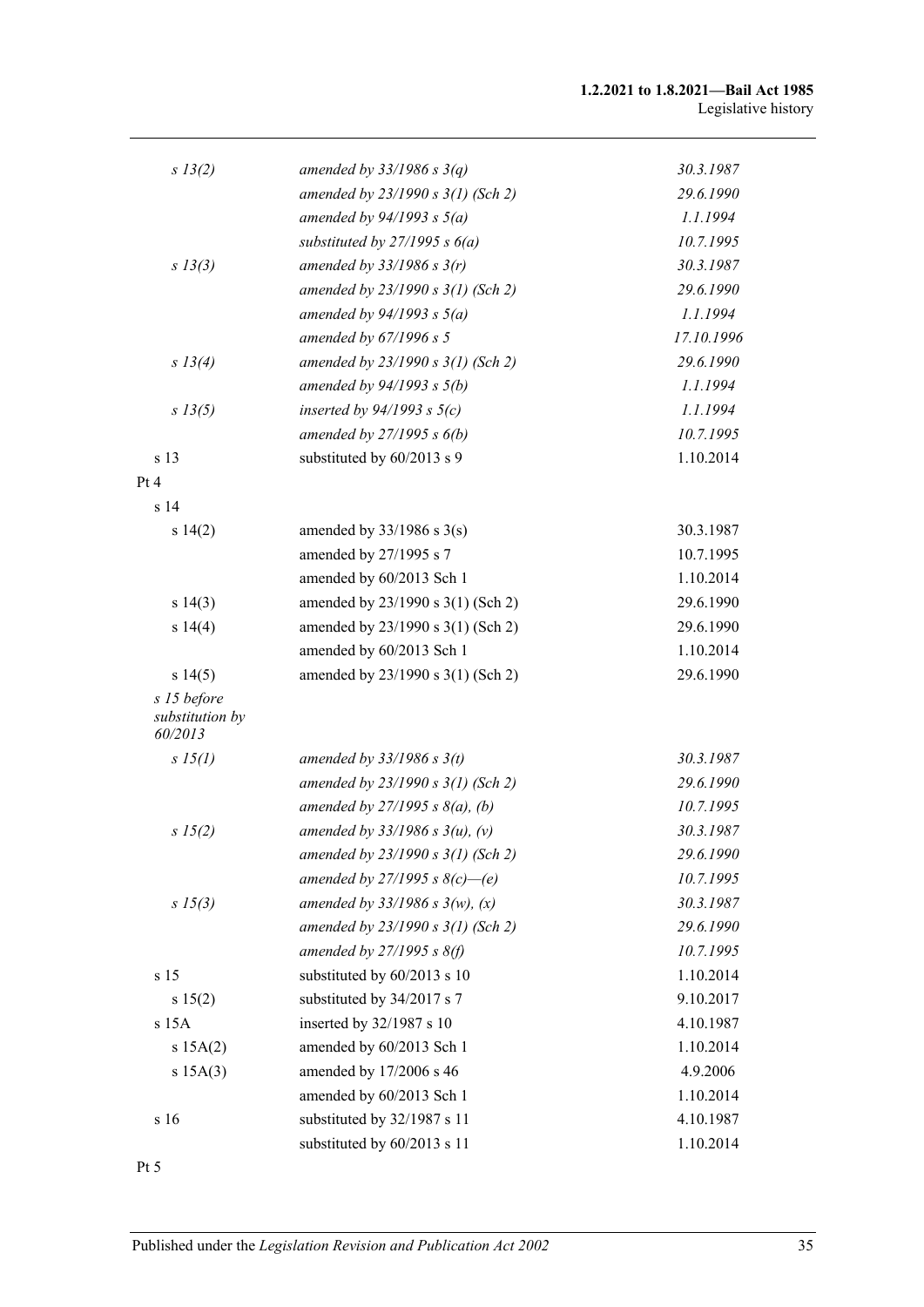| | | |
|---|---|---|
| *s 13(2)* | *amended by 33/1986 s 3(q)* | *30.3.1987* |
| | *amended by 23/1990 s 3(1) (Sch 2)* | *29.6.1990* |
| | *amended by 94/1993 s 5(a)* | *1.1.1994* |
| | *substituted by 27/1995 s 6(a)* | *10.7.1995* |
| *s 13(3)* | *amended by 33/1986 s 3(r)* | *30.3.1987* |
| | *amended by 23/1990 s 3(1) (Sch 2)* | *29.6.1990* |
| | *amended by 94/1993 s 5(a)* | *1.1.1994* |
| | *amended by 67/1996 s 5* | *17.10.1996* |
| *s 13(4)* | *amended by 23/1990 s 3(1) (Sch 2)* | *29.6.1990* |
| | *amended by 94/1993 s 5(b)* | *1.1.1994* |
| *s 13(5)* | *inserted by 94/1993 s 5(c)* | *1.1.1994* |
| | *amended by 27/1995 s 6(b)* | *10.7.1995* |
| s 13 | substituted by 60/2013 s 9 | 1.10.2014 |
| Pt 4 | | |
| s 14 | | |
| s 14(2) | amended by 33/1986 s 3(s) | 30.3.1987 |
| | amended by 27/1995 s 7 | 10.7.1995 |
| | amended by 60/2013 Sch 1 | 1.10.2014 |
| s 14(3) | amended by 23/1990 s 3(1) (Sch 2) | 29.6.1990 |
| s 14(4) | amended by 23/1990 s 3(1) (Sch 2) | 29.6.1990 |
| | amended by 60/2013 Sch 1 | 1.10.2014 |
| s 14(5) | amended by 23/1990 s 3(1) (Sch 2) | 29.6.1990 |
| *s 15 before substitution by 60/2013* | | |
| *s 15(1)* | *amended by 33/1986 s 3(t)* | *30.3.1987* |
| | *amended by 23/1990 s 3(1) (Sch 2)* | *29.6.1990* |
| | *amended by 27/1995 s 8(a), (b)* | *10.7.1995* |
| *s 15(2)* | *amended by 33/1986 s 3(u), (v)* | *30.3.1987* |
| | *amended by 23/1990 s 3(1) (Sch 2)* | *29.6.1990* |
| | *amended by 27/1995 s 8(c)—(e)* | *10.7.1995* |
| *s 15(3)* | *amended by 33/1986 s 3(w), (x)* | *30.3.1987* |
| | *amended by 23/1990 s 3(1) (Sch 2)* | *29.6.1990* |
| | *amended by 27/1995 s 8(f)* | *10.7.1995* |
| s 15 | substituted by 60/2013 s 10 | 1.10.2014 |
| s 15(2) | substituted by 34/2017 s 7 | 9.10.2017 |
| s 15A | inserted by 32/1987 s 10 | 4.10.1987 |
| s 15A(2) | amended by 60/2013 Sch 1 | 1.10.2014 |
| s 15A(3) | amended by 17/2006 s 46 | 4.9.2006 |
| | amended by 60/2013 Sch 1 | 1.10.2014 |
| s 16 | substituted by 32/1987 s 11 | 4.10.1987 |
| | substituted by 60/2013 s 11 | 1.10.2014 |
| Pt 5 | | |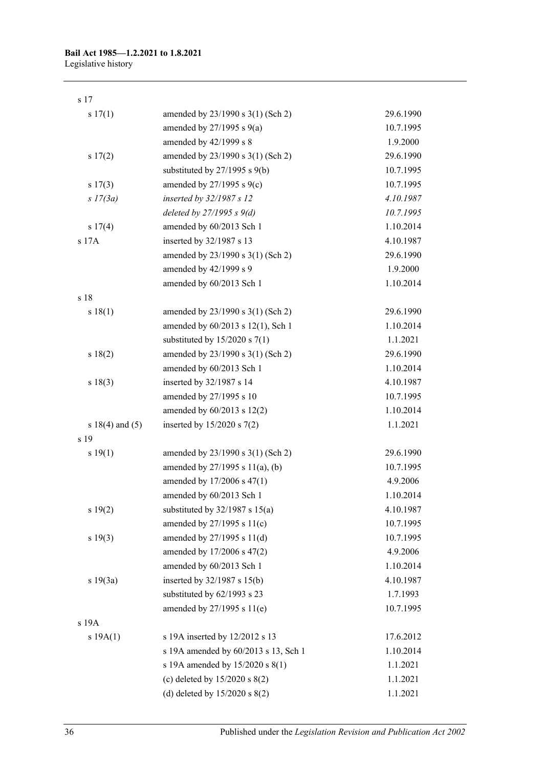| | | |
|---|---|---|
| s 17 | | |
| s 17(1) | amended by 23/1990 s 3(1) (Sch 2) | 29.6.1990 |
| | amended by 27/1995 s 9(a) | 10.7.1995 |
| | amended by 42/1999 s 8 | 1.9.2000 |
| s 17(2) | amended by 23/1990 s 3(1) (Sch 2) | 29.6.1990 |
| | substituted by 27/1995 s 9(b) | 10.7.1995 |
| s 17(3) | amended by 27/1995 s 9(c) | 10.7.1995 |
| *s 17(3a)* | *inserted by 32/1987 s 12* | *4.10.1987* |
| | *deleted by 27/1995 s 9(d)* | *10.7.1995* |
| s 17(4) | amended by 60/2013 Sch 1 | 1.10.2014 |
| s 17A | inserted by 32/1987 s 13 | 4.10.1987 |
| | amended by 23/1990 s 3(1) (Sch 2) | 29.6.1990 |
| | amended by 42/1999 s 9 | 1.9.2000 |
| | amended by 60/2013 Sch 1 | 1.10.2014 |
| s 18 | | |
| s 18(1) | amended by 23/1990 s 3(1) (Sch 2) | 29.6.1990 |
| | amended by 60/2013 s 12(1), Sch 1 | 1.10.2014 |
| | substituted by 15/2020 s 7(1) | 1.1.2021 |
| s 18(2) | amended by 23/1990 s 3(1) (Sch 2) | 29.6.1990 |
| | amended by 60/2013 Sch 1 | 1.10.2014 |
| s 18(3) | inserted by 32/1987 s 14 | 4.10.1987 |
| | amended by 27/1995 s 10 | 10.7.1995 |
| | amended by 60/2013 s 12(2) | 1.10.2014 |
| s 18(4) and (5) | inserted by 15/2020 s 7(2) | 1.1.2021 |
| s 19 | | |
| s 19(1) | amended by 23/1990 s 3(1) (Sch 2) | 29.6.1990 |
| | amended by 27/1995 s 11(a), (b) | 10.7.1995 |
| | amended by 17/2006 s 47(1) | 4.9.2006 |
| | amended by 60/2013 Sch 1 | 1.10.2014 |
| s 19(2) | substituted by 32/1987 s 15(a) | 4.10.1987 |
| | amended by 27/1995 s 11(c) | 10.7.1995 |
| s 19(3) | amended by 27/1995 s 11(d) | 10.7.1995 |
| | amended by 17/2006 s 47(2) | 4.9.2006 |
| | amended by 60/2013 Sch 1 | 1.10.2014 |
| s 19(3a) | inserted by 32/1987 s 15(b) | 4.10.1987 |
| | substituted by 62/1993 s 23 | 1.7.1993 |
| | amended by 27/1995 s 11(e) | 10.7.1995 |
| s 19A | | |
| s 19A(1) | s 19A inserted by 12/2012 s 13 | 17.6.2012 |
| | s 19A amended by 60/2013 s 13, Sch 1 | 1.10.2014 |
| | s 19A amended by 15/2020 s 8(1) | 1.1.2021 |
| | (c) deleted by 15/2020 s 8(2) | 1.1.2021 |
| | (d) deleted by 15/2020 s 8(2) | 1.1.2021 |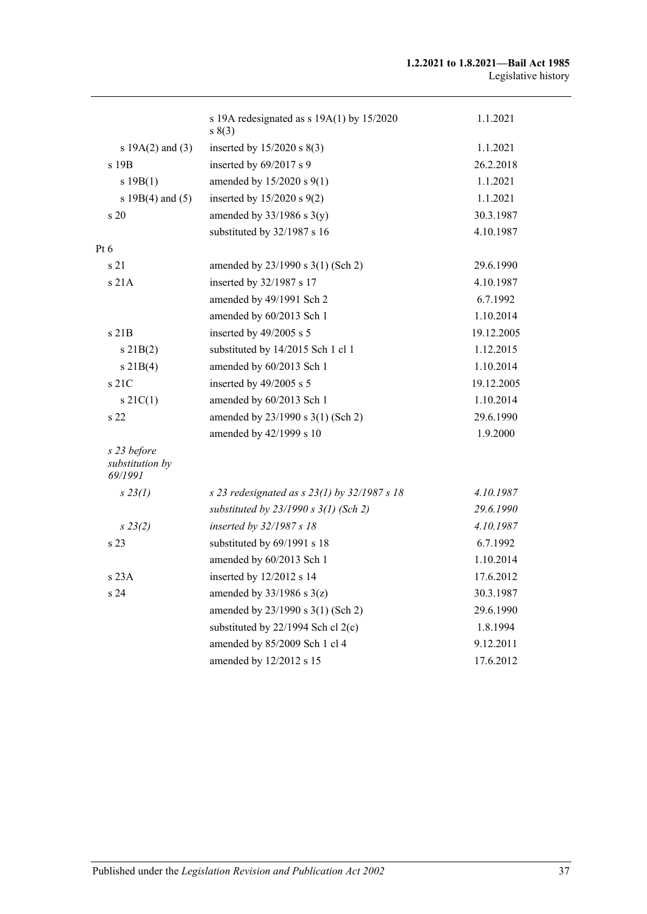| | | |
|---|---|---|
| | s 19A redesignated as s 19A(1) by 15/2020 s 8(3) | 1.1.2021 |
| s 19A(2) and (3) | inserted by 15/2020 s 8(3) | 1.1.2021 |
| s 19B | inserted by 69/2017 s 9 | 26.2.2018 |
| s 19B(1) | amended by 15/2020 s 9(1) | 1.1.2021 |
| s 19B(4) and (5) | inserted by 15/2020 s 9(2) | 1.1.2021 |
| s 20 | amended by 33/1986 s 3(y) | 30.3.1987 |
| | substituted by 32/1987 s 16 | 4.10.1987 |
| Pt 6 | | |
| s 21 | amended by 23/1990 s 3(1) (Sch 2) | 29.6.1990 |
| s 21A | inserted by 32/1987 s 17 | 4.10.1987 |
| | amended by 49/1991 Sch 2 | 6.7.1992 |
| | amended by 60/2013 Sch 1 | 1.10.2014 |
| s 21B | inserted by 49/2005 s 5 | 19.12.2005 |
| s 21B(2) | substituted by 14/2015 Sch 1 cl 1 | 1.12.2015 |
| s 21B(4) | amended by 60/2013 Sch 1 | 1.10.2014 |
| s 21C | inserted by 49/2005 s 5 | 19.12.2005 |
| s 21C(1) | amended by 60/2013 Sch 1 | 1.10.2014 |
| s 22 | amended by 23/1990 s 3(1) (Sch 2) | 29.6.1990 |
| | amended by 42/1999 s 10 | 1.9.2000 |
| *s 23 before substitution by 69/1991* | | |
| *s 23(1)* | *s 23 redesignated as s 23(1) by 32/1987 s 18* | *4.10.1987* |
| | *substituted by 23/1990 s 3(1) (Sch 2)* | *29.6.1990* |
| *s 23(2)* | *inserted by 32/1987 s 18* | *4.10.1987* |
| s 23 | substituted by 69/1991 s 18 | 6.7.1992 |
| | amended by 60/2013 Sch 1 | 1.10.2014 |
| s 23A | inserted by 12/2012 s 14 | 17.6.2012 |
| s 24 | amended by 33/1986 s 3(z) | 30.3.1987 |
| | amended by 23/1990 s 3(1) (Sch 2) | 29.6.1990 |
| | substituted by 22/1994 Sch cl 2(c) | 1.8.1994 |
| | amended by 85/2009 Sch 1 cl 4 | 9.12.2011 |
| | amended by 12/2012 s 15 | 17.6.2012 |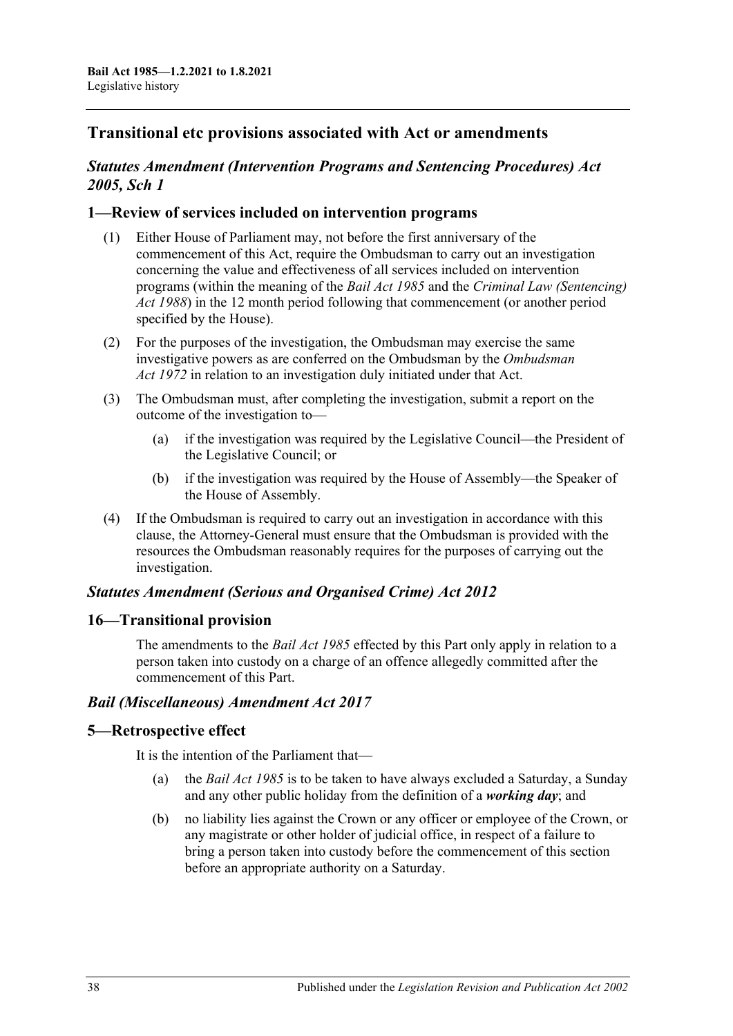## Transitional etc provisions associated with Act or amendments

### *Statutes Amendment (Intervention Programs and Sentencing Procedures) Act 2005, Sch 1*

### 1—Review of services included on intervention programs

(1) Either House of Parliament may, not before the first anniversary of the commencement of this Act, require the Ombudsman to carry out an investigation concerning the value and effectiveness of all services included on intervention programs (within the meaning of the *Bail Act 1985* and the *Criminal Law (Sentencing) Act 1988*) in the 12 month period following that commencement (or another period specified by the House).

(2) For the purposes of the investigation, the Ombudsman may exercise the same investigative powers as are conferred on the Ombudsman by the *Ombudsman Act 1972* in relation to an investigation duly initiated under that Act.

(3) The Ombudsman must, after completing the investigation, submit a report on the outcome of the investigation to—

(a) if the investigation was required by the Legislative Council—the President of the Legislative Council; or

(b) if the investigation was required by the House of Assembly—the Speaker of the House of Assembly.

(4) If the Ombudsman is required to carry out an investigation in accordance with this clause, the Attorney-General must ensure that the Ombudsman is provided with the resources the Ombudsman reasonably requires for the purposes of carrying out the investigation.

### *Statutes Amendment (Serious and Organised Crime) Act 2012*

### 16—Transitional provision

The amendments to the *Bail Act 1985* effected by this Part only apply in relation to a person taken into custody on a charge of an offence allegedly committed after the commencement of this Part.

### *Bail (Miscellaneous) Amendment Act 2017*

### 5—Retrospective effect

It is the intention of the Parliament that—

(a) the *Bail Act 1985* is to be taken to have always excluded a Saturday, a Sunday and any other public holiday from the definition of a ***working day***; and

(b) no liability lies against the Crown or any officer or employee of the Crown, or any magistrate or other holder of judicial office, in respect of a failure to bring a person taken into custody before the commencement of this section before an appropriate authority on a Saturday.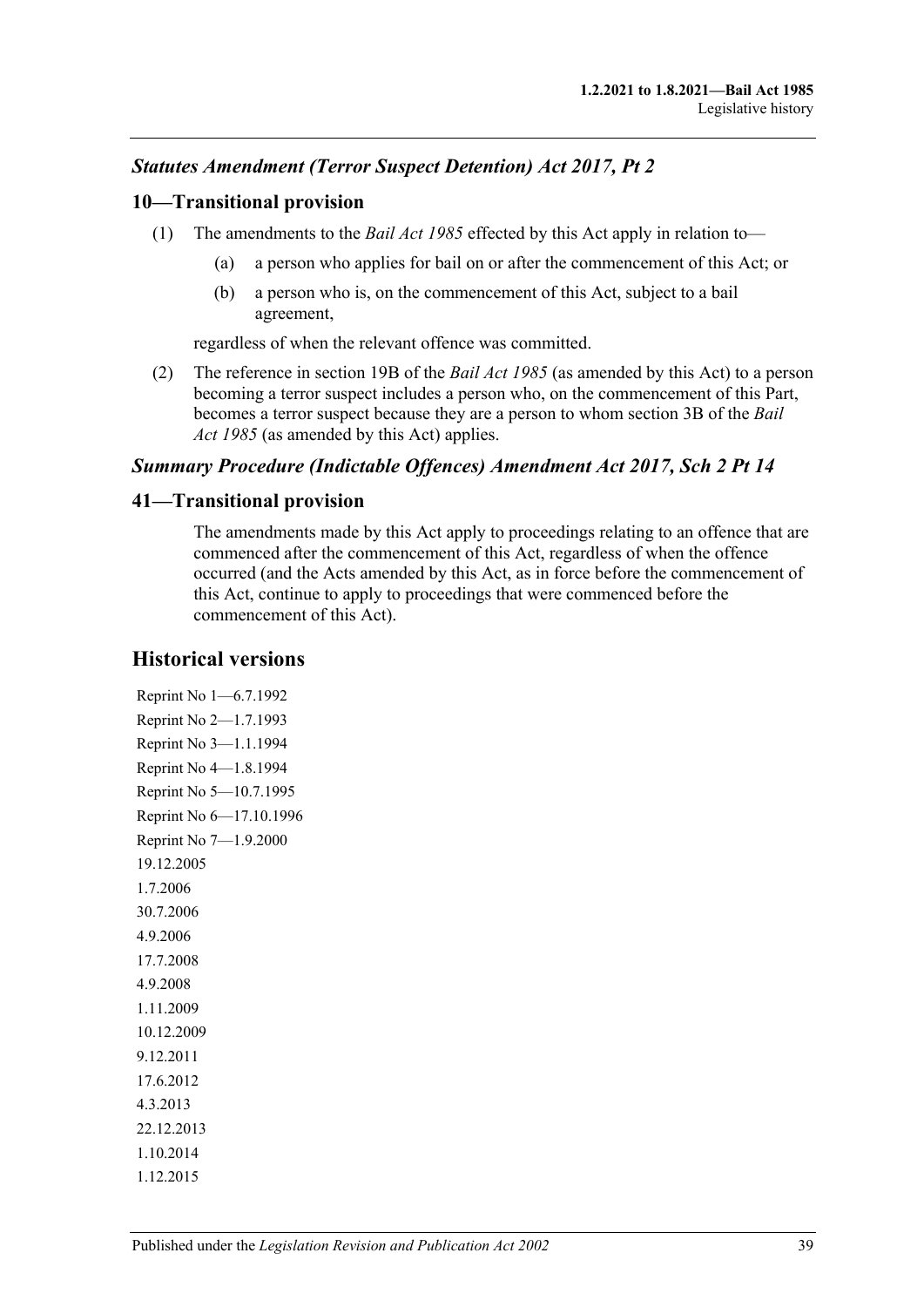### *Statutes Amendment (Terror Suspect Detention) Act 2017, Pt 2*

#### 10—Transitional provision

(1) The amendments to the *Bail Act 1985* effected by this Act apply in relation to—

  (a) a person who applies for bail on or after the commencement of this Act; or

  (b) a person who is, on the commencement of this Act, subject to a bail agreement,

regardless of when the relevant offence was committed.

(2) The reference in section 19B of the *Bail Act 1985* (as amended by this Act) to a person becoming a terror suspect includes a person who, on the commencement of this Part, becomes a terror suspect because they are a person to whom section 3B of the *Bail Act 1985* (as amended by this Act) applies.

### *Summary Procedure (Indictable Offences) Amendment Act 2017, Sch 2 Pt 14*

#### 41—Transitional provision

The amendments made by this Act apply to proceedings relating to an offence that are commenced after the commencement of this Act, regardless of when the offence occurred (and the Acts amended by this Act, as in force before the commencement of this Act, continue to apply to proceedings that were commenced before the commencement of this Act).

## Historical versions

Reprint No 1—6.7.1992

Reprint No 2—1.7.1993

Reprint No 3—1.1.1994

Reprint No 4—1.8.1994

Reprint No 5—10.7.1995

Reprint No 6—17.10.1996

Reprint No 7—1.9.2000

19.12.2005

1.7.2006

30.7.2006

4.9.2006

17.7.2008

4.9.2008

1.11.2009

10.12.2009

9.12.2011

17.6.2012

4.3.2013

22.12.2013

1.10.2014

1.12.2015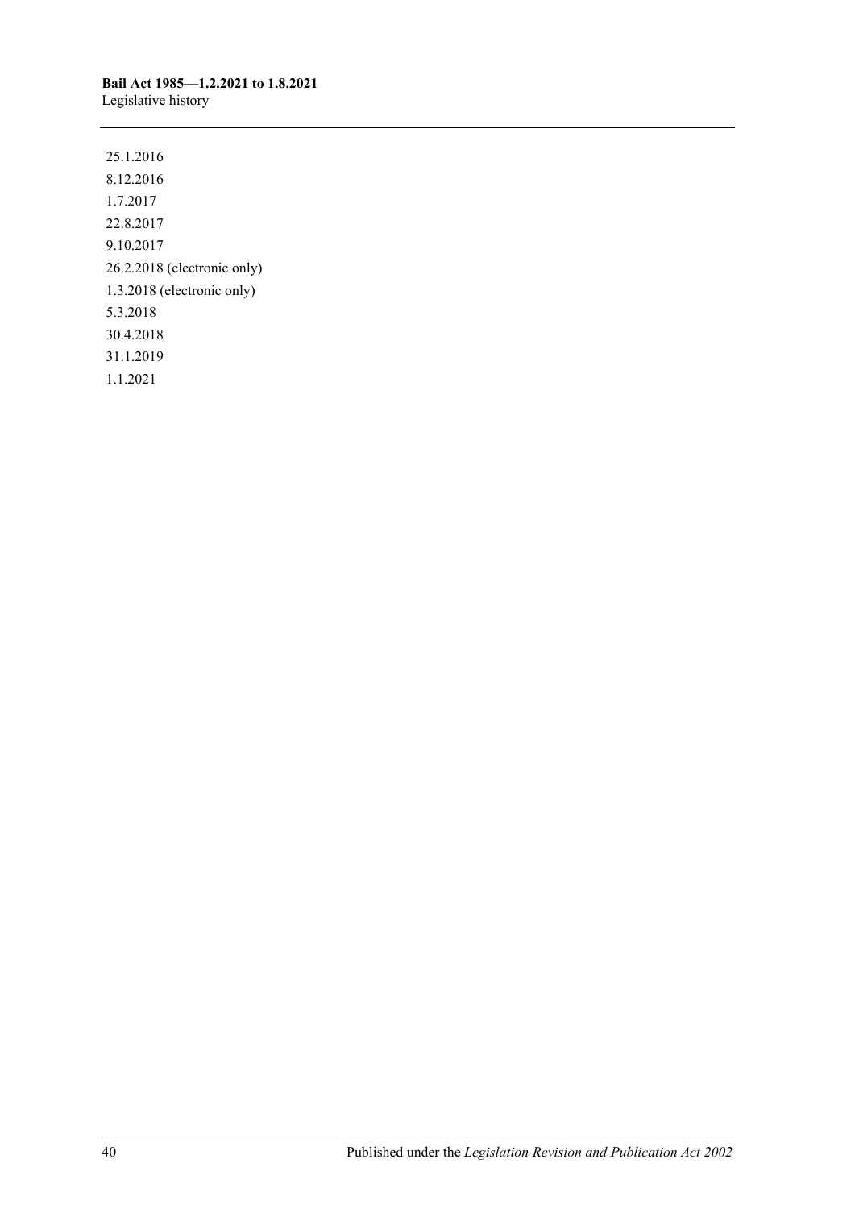25.1.2016

8.12.2016

1.7.2017

22.8.2017

9.10.2017

26.2.2018 (electronic only)

1.3.2018 (electronic only)

5.3.2018

30.4.2018

31.1.2019

1.1.2021